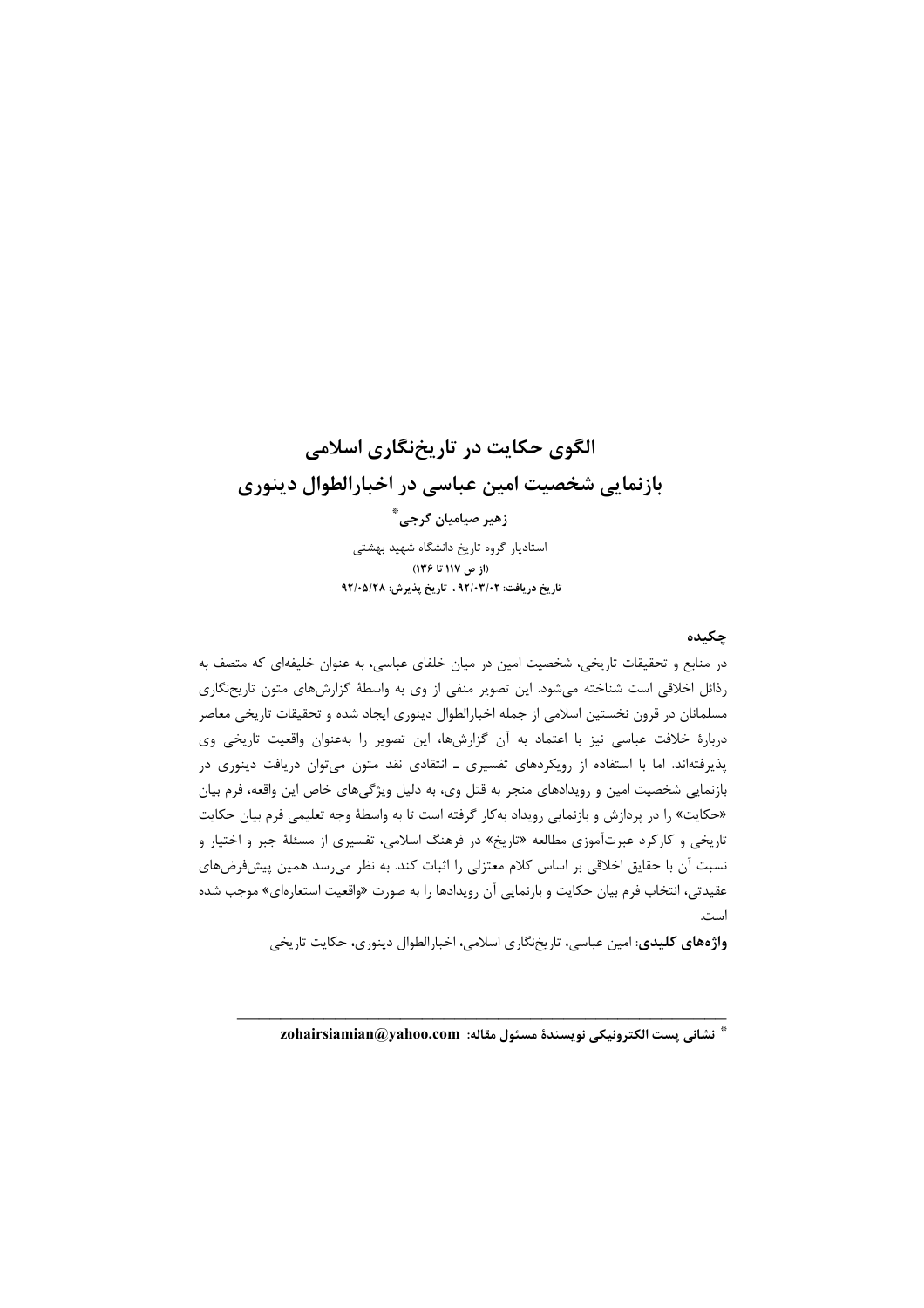# الگوی حکایت در تاریخ‌نگاری اسلامی

# بازنمایی شخصیت امین عباسی در اخبارالطوال دینوری

**زهیر صیامیان گرجی**[*]

استادیار گروه تاریخ دانشگاه شهید بهشتی

**(از ص ۱۱۷ تا ۱۳۶)**

**تاریخ دریافت: ۹۲/۰۳/۰۲ ، تاریخ پذیرش: ۹۲/۰۵/۲۸**

## چکیده

در منابع و تحقیقات تاریخی، شخصیت امین در میان خلفای عباسی، به عنوان خلیفه‌ای که متصف به رذائل اخلاقی است شناخته می‌شود. این تصویر منفی از وی به واسطهٔ گزارش‌های متون تاریخ‌نگاری مسلمانان در قرون نخستین اسلامی از جمله اخبارالطوال دینوری ایجاد شده و تحقیقات تاریخی معاصر دربارهٔ خلافت عباسی نیز با اعتماد به آن گزارش‌ها، این تصویر را به‌عنوان واقعیت تاریخی وی پذیرفته‌اند. اما با استفاده از رویکردهای تفسیری ـ انتقادی نقد متون می‌توان دریافت دینوری در بازنمایی شخصیت امین و رویدادهای منجر به قتل وی، به دلیل ویژگی‌های خاص این واقعه، فرم بیان «حکایت» را در پردازش و بازنمایی رویداد به‌کار گرفته است تا به واسطهٔ وجه تعلیمی فرم بیان حکایت تاریخی و کارکرد عبرت‌آموزی مطالعه «تاریخ» در فرهنگ اسلامی، تفسیری از مسئلهٔ جبر و اختیار و نسبت آن با حقایق اخلاقی بر اساس کلام معتزلی را اثبات کند. به نظر می‌رسد همین پیش‌فرض‌های عقیدتی، انتخاب فرم بیان حکایت و بازنمایی آن رویدادها را به صورت «واقعیت استعاره‌ای» موجب شده است.

**واژه‌های کلیدی**: امین عباسی، تاریخ‌نگاری اسلامی، اخبارالطوال دینوری، حکایت تاریخی

---

[*] **نشانی پست الکترونیکی نویسندهٔ مسئول مقاله: zohairsiamian@yahoo.com**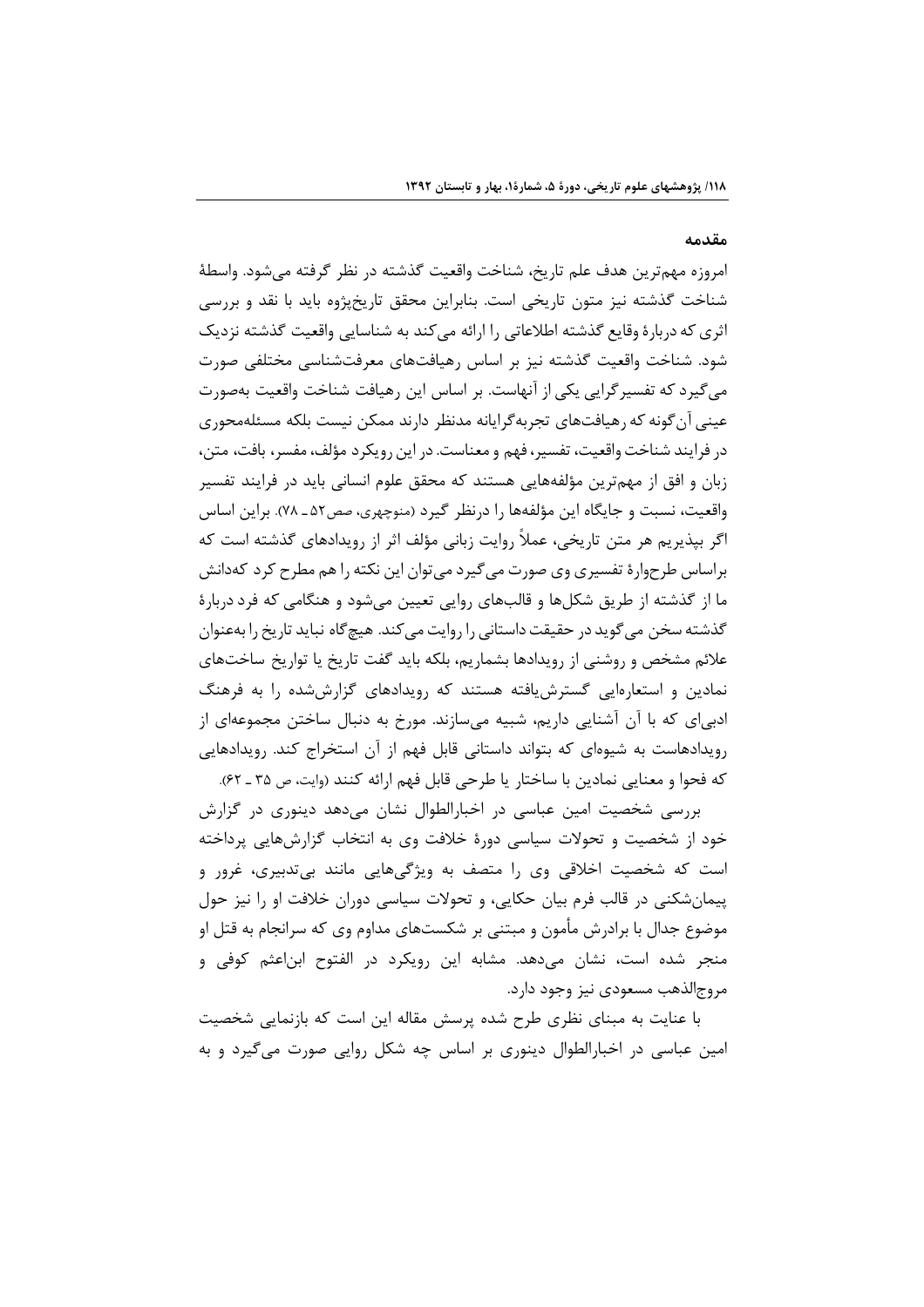## مقدمه

امروزه مهم‌ترین هدف علم تاریخ، شناخت واقعیت گذشته در نظر گرفته می‌شود. واسطهٔ شناخت گذشته نیز متون تاریخی است. بنابراین محقق تاریخ‌پژوه باید با نقد و بررسی اثری که دربارهٔ وقایع گذشته اطلاعاتی را ارائه می‌کند به شناسایی واقعیت گذشته نزدیک شود. شناخت واقعیت گذشته نیز بر اساس رهیافت‌های معرفت‌شناسی مختلفی صورت می‌گیرد که تفسیرگرایی یکی از آنهاست. بر اساس این رهیافت شناخت واقعیت به‌صورت عینی آن‌گونه که رهیافت‌های تجربه‌گرایانه مدنظر دارند ممکن نیست بلکه مسئله‌محوری در فرایند شناخت واقعیت، تفسیر، فهم و معناست. در این رویکرد مؤلف، مفسر، بافت، متن، زبان و افق از مهم‌ترین مؤلفه‌هایی هستند که محقق علوم انسانی باید در فرایند تفسیر واقعیت، نسبت و جایگاه این مؤلفه‌ها را درنظر گیرد (منوچهری، صص۵۲ ـ ۷۸). براین اساس اگر بپذیریم هر متن تاریخی، عملاً روایت زبانی مؤلف اثر از رویدادهای گذشته است که براساس طرح‌وارهٔ تفسیری وی صورت می‌گیرد می‌توان این نکته را هم مطرح کرد که‌دانش ما از گذشته از طریق شکل‌ها و قالب‌های روایی تعیین می‌شود و هنگامی که فرد دربارهٔ گذشته سخن می‌گوید در حقیقت داستانی را روایت می‌کند. هیچ‌گاه نباید تاریخ را به‌عنوان علائم مشخص و روشنی از رویدادها بشماریم، بلکه باید گفت تاریخ یا تواریخ ساخت‌های نمادین و استعاره‌ایی گسترش‌یافته هستند که رویدادهای گزارش‌شده را به فرهنگ ادبی‌ای که با آن آشنایی داریم، شبیه می‌سازند. مورخ به دنبال ساختن مجموعه‌ای از رویدادهاست به شیوه‌ای که بتواند داستانی قابل فهم از آن استخراج کند. رویدادهایی که فحوا و معنایی نمادین با ساختار یا طرحی قابل فهم ارائه کنند (وایت، ص ۳۵ ـ ۶۲).

بررسی شخصیت امین عباسی در اخبارالطوال نشان می‌دهد دینوری در گزارش خود از شخصیت و تحولات سیاسی دورهٔ خلافت وی به انتخاب گزارش‌هایی پرداخته است که شخصیت اخلاقی وی را متصف به ویژگی‌هایی مانند بی‌تدبیری، غرور و پیمان‌شکنی در قالب فرم بیان حکایی، و تحولات سیاسی دوران خلافت او را نیز حول موضوع جدال با برادرش مأمون و مبتنی بر شکست‌های مداوم وی که سرانجام به قتل او منجر شده است، نشان می‌دهد. مشابه این رویکرد در الفتوح ابن‌اعثم کوفی و مروج‌الذهب مسعودی نیز وجود دارد.

با عنایت به مبنای نظری طرح شده پرسش مقاله این است که بازنمایی شخصیت امین عباسی در اخبارالطوال دینوری بر اساس چه شکل روایی صورت می‌گیرد و به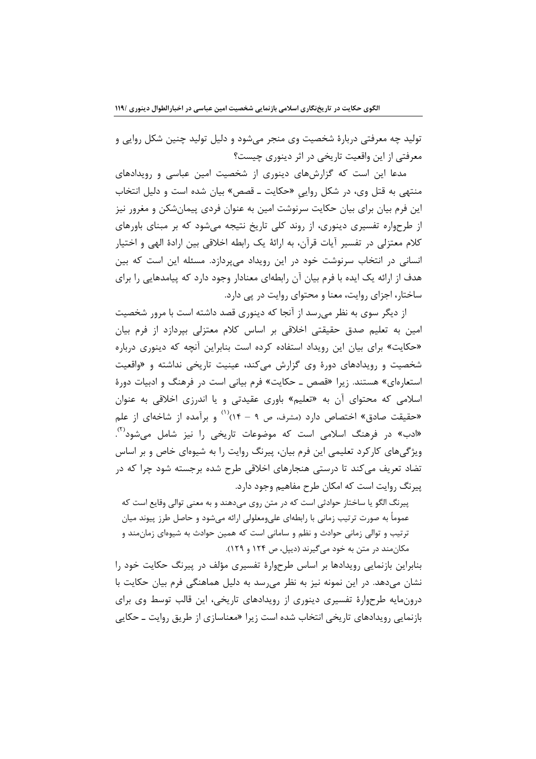تولید چه معرفتی دربارۀ شخصیت وی منجر می‌شود و دلیل تولید چنین شکل روایی و معرفتی از این واقعیت تاریخی در اثر دینوری چیست؟

مدعا این است که گزارش‌های دینوری از شخصیت امین عباسی و رویدادهای منتهی به قتل وی، در شکل روایی «حکایت ـ قصص» بیان شده است و دلیل انتخاب این فرم بیان برای بیان حکایت سرنوشت امین به عنوان فردی پیمان‌شکن و مغرور نیز از طرحواره تفسیری دینوری، از روند کلی تاریخ نتیجه می‌شود که بر مبنای باورهای کلام معتزلی در تفسیر آیات قرآن، به ارائۀ یک رابطه اخلاقی بین ارادۀ الهی و اختیار انسانی در انتخاب سرنوشت خود در این رویداد می‌پردازد. مسئله این است که بین هدف از ارائه یک ایده با فرم بیان آن رابطه‌ای معنادار وجود دارد که پیامدهایی را برای ساختار، اجزای روایت، معنا و محتوای روایت در پی دارد.

از دیگر سوی به نظر می‌رسد از آنجا که دینوری قصد داشته است با مرور شخصیت امین به تعلیم صدق حقیقتی اخلاقی بر اساس کلام معتزلی بپردازد از فرم بیان «حکایت» برای بیان این رویداد استفاده کرده است بنابراین آنچه که دینوری درباره شخصیت و رویدادهای دورۀ وی گزارش می‌کند، عینیت تاریخی نداشته و «واقعیت استعاره‌ای» هستند. زیرا «قصص ـ حکایت» فرم بیانی است در فرهنگ و ادبیات دورۀ اسلامی که محتوای آن به «تعلیم» باوری عقیدتی و یا اندرزی اخلاقی به عنوان «حقیقت صادق» اختصاص دارد (مشرف، ص ۹ – ۱۴)[1] و برآمده از شاخه‌ای از علم «ادب» در فرهنگ اسلامی است که موضوعات تاریخی را نیز شامل می‌شود[2]. ویژگی‌های کارکرد تعلیمی این فرم بیان، پیرنگ روایت را به شیوه‌ای خاص و بر اساس تضاد تعریف می‌کند تا درستی هنجارهای اخلاقی طرح شده برجسته شود چرا که در پیرنگ روایت است که امکان طرح مفاهیم وجود دارد.

> پیرنگ الگو یا ساختار حوادثی است که در متن روی می‌دهند و به معنی توالی وقایع است که عموماً به صورت ترتیب زمانی با رابطه‌ای علی‌ومعلولی ارائه می‌شود و حاصل طرز پیوند میان ترتیب و توالی زمانی حوادث و نظم و سامانی است که همین حوادث به شیوه‌ای زمان‌مند و مکان‌مند در متن به خود می‌گیرند (دیپل، ص ۱۲۴ و ۱۲۹).

بنابراین بازنمایی رویدادها بر اساس طرحوارۀ تفسیری مؤلف در پیرنگ حکایت خود را نشان می‌دهد. در این نمونه نیز به نظر می‌رسد به دلیل هماهنگی فرم بیان حکایت با درون‌مایه طرحوارۀ تفسیری دینوری از رویدادهای تاریخی، این قالب توسط وی برای بازنمایی رویدادهای تاریخی انتخاب شده است زیرا «معناسازی از طریق روایت ـ حکایی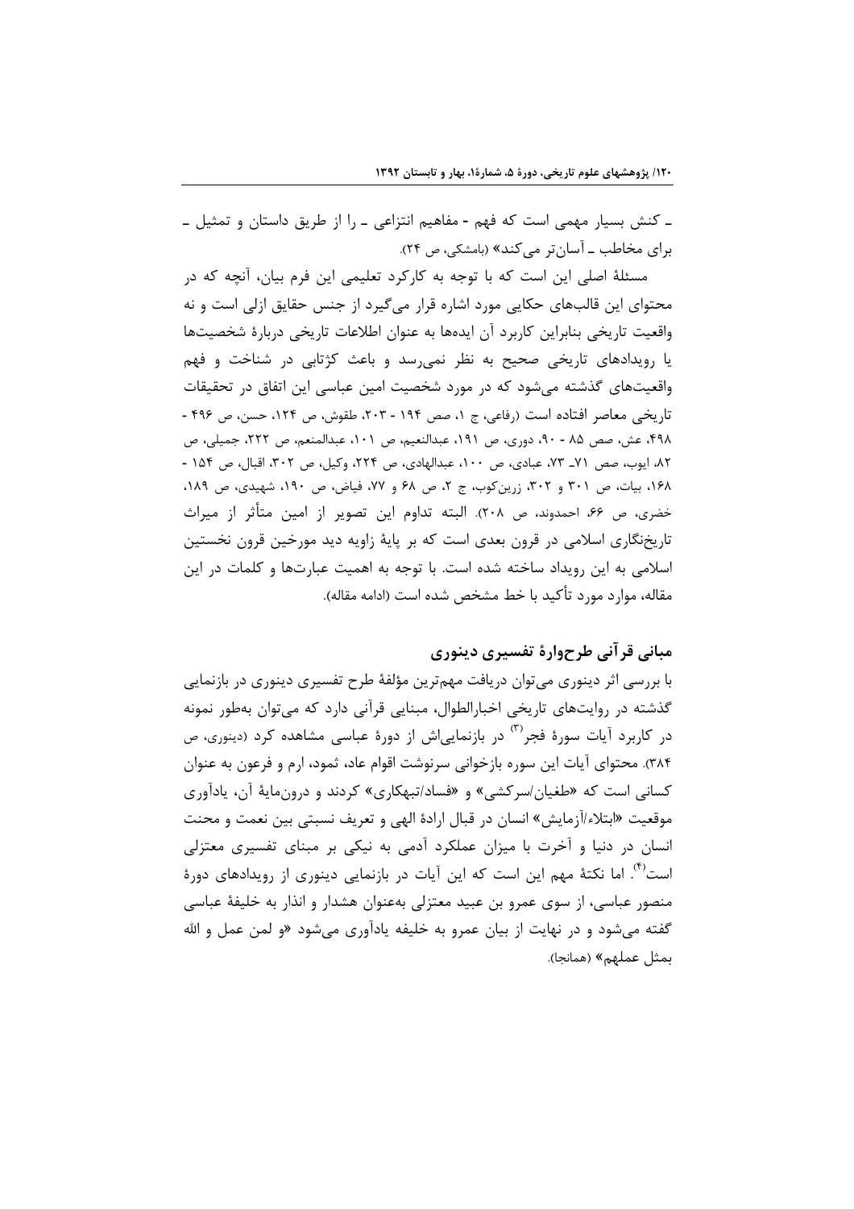ـ کنش بسیار مهمی است که فهم - مفاهیم انتزاعی ـ را از طریق داستان و تمثیل ـ برای مخاطب ـ آسان‌تر می‌کند» (بامشکی، ص ۲۴).

مسئلهٔ اصلی این است که با توجه به کارکرد تعلیمی این فرم بیان، آنچه که در محتوای این قالب‌های حکایی مورد اشاره قرار می‌گیرد از جنس حقایق ازلی است و نه واقعیت تاریخی بنابراین کاربرد آن ایده‌ها به عنوان اطلاعات تاریخی دربارهٔ شخصیت‌ها یا رویدادهای تاریخی صحیح به نظر نمی‌رسد و باعث کژتابی در شناخت و فهم واقعیت‌های گذشته می‌شود که در مورد شخصیت امین عباسی این اتفاق در تحقیقات تاریخی معاصر افتاده است (رفاعی، ج ۱، صص ۱۹۴ - ۲۰۳، طقوش، ص ۱۲۴، حسن، ص ۴۹۶ - ۴۹۸، عش، صص ۸۵ - ۹۰، دوری، ص ۱۹۱، عبدالنعیم، ص ۱۰۱، عبدالمنعم، ص ۲۲۲، جمیلی، ص ۸۲، ایوب، صص ۷۱ـ ۷۳، عبادی، ص ۱۰۰، عبدالهادی، ص ۲۲۴، وکیل، ص ۳۰۲، اقبال، ص ۱۵۴ - ۱۶۸، بیات، ص ۳۰۱ و ۳۰۲، زرین‌کوب، ج ۲، ص ۶۸ و ۷۷، فیاض، ص ۱۹۰، شهیدی، ص ۱۸۹، خضری، ص ۶۶، احمدوند، ص ۲۰۸). البته تداوم این تصویر از امین متأثر از میراث تاریخ‌نگاری اسلامی در قرون بعدی است که بر پایهٔ زاویه دید مورخین قرون نخستین اسلامی به این رویداد ساخته شده است. با توجه به اهمیت عبارت‌ها و کلمات در این مقاله، موارد مورد تأکید با خط مشخص شده است (ادامه مقاله).

## مبانی قرآنی طرح‌وارهٔ تفسیری دینوری

با بررسی اثر دینوری می‌توان دریافت مهم‌ترین مؤلفهٔ طرح تفسیری دینوری در بازنمایی گذشته در روایت‌های تاریخی اخبارالطوال، مبنایی قرآنی دارد که می‌توان به‌طور نمونه در کاربرد آیات سورهٔ فجر[۳] در بازنمایی‌اش از دورهٔ عباسی مشاهده کرد (دینوری، ص ۳۸۴). محتوای آیات این سوره بازخوانی سرنوشت اقوام عاد، ثمود، ارم و فرعون به عنوان کسانی است که «طغیان/سرکشی» و «فساد/تبهکاری» کردند و درون‌مایهٔ آن، یادآوری موقعیت «ابتلاء/آزمایش» انسان در قبال ارادهٔ الهی و تعریف نسبتی بین نعمت و محنت انسان در دنیا و آخرت با میزان عملکرد آدمی به نیکی بر مبنای تفسیری معتزلی است[۴]. اما نکتهٔ مهم این است که این آیات در بازنمایی دینوری از رویدادهای دورهٔ منصور عباسی، از سوی عمرو بن عبید معتزلی به‌عنوان هشدار و انذار به خلیفهٔ عباسی گفته می‌شود و در نهایت از بیان عمرو به خلیفه یادآوری می‌شود «و لمن عمل و الله بمثل عملهم» (همانجا).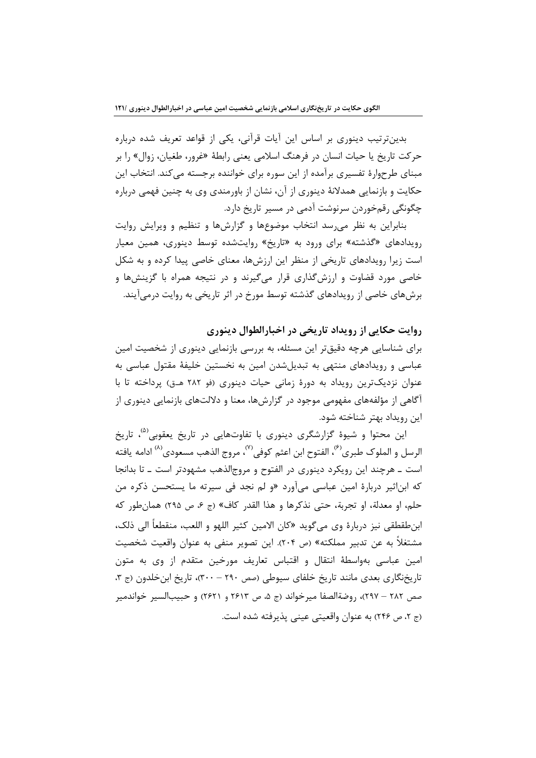بدین‌ترتیب دینوری بر اساس این آیات قرآنی، یکی از قواعد تعریف شده درباره حرکت تاریخ یا حیات انسان در فرهنگ اسلامی یعنی رابطهٔ «غرور، طغیان، زوال» را بر مبنای طرحوارهٔ تفسیری برآمده از این سوره برای خواننده برجسته می‌کند. انتخاب این حکایت و بازنمایی همدلانهٔ دینوری از آن، نشان از باورمندی وی به چنین فهمی درباره چگونگی رقم‌خوردن سرنوشت آدمی در مسیر تاریخ دارد.

بنابراین به نظر می‌رسد انتخاب موضوع‌ها و گزارش‌ها و تنظیم و ویرایش روایت رویدادهای «گذشته» برای ورود به «تاریخ» روایت‌شده توسط دینوری، همین معیار است زیرا رویدادهای تاریخی از منظر این ارزش‌ها، معنای خاصی پیدا کرده و به شکل خاصی مورد قضاوت و ارزش‌گذاری قرار می‌گیرند و در نتیجه همراه با گزینش‌ها و برش‌های خاصی از رویدادهای گذشته توسط مورخ در اثر تاریخی به روایت درمی‌آیند.

## روایت حکایی از رویداد تاریخی در اخبارالطوال دینوری

برای شناسایی هرچه دقیق‌تر این مسئله، به بررسی بازنمایی دینوری از شخصیت امین عباسی و رویدادهای منتهی به تبدیل‌شدن امین به نخستین خلیفهٔ مقتول عباسی به عنوان نزدیک‌ترین رویداد به دورهٔ زمانی حیات دینوری (فو ۲۸۲ هـ‌ق) پرداخته تا با آگاهی از مؤلفه‌های مفهومی موجود در گزارش‌ها، معنا و دلالت‌های بازنمایی دینوری از این رویداد بهتر شناخته شود.

این محتوا و شیوهٔ گزارشگری دینوری با تفاوت‌هایی در تاریخ یعقوبی[۵]، تاریخ الرسل و الملوک طبری[۶]، الفتوح ابن اعثم کوفی[۷]، مروج الذهب مسعودی[۸] ادامه یافته است ـ هرچند این رویکرد دینوری در الفتوح و مروج‌الذهب مشهودتر است ـ تا بدانجا که ابن‌اثیر دربارهٔ امین عباسی می‌آورد «و لم نجد فی سیرته ما یستحسن ذکره من حلم، او معدلة، او تجربة، حتی نذکرها و هذا القدر کاف» (ج ۶، ص ۲۹۵) همان‌طور که ابن‌طقطقی نیز دربارهٔ وی می‌گوید «کان الامین کثیر اللهو و اللعب، منقطعاً الی ذلک، مشتغلاً به عن تدبیر مملکته» (ص ۲۰۴). این تصویر منفی به عنوان واقعیت شخصیت امین عباسی به‌واسطهٔ انتقال و اقتباس تعاریف مورخین متقدم از وی به متون تاریخ‌نگاری بعدی مانند تاریخ خلفای سیوطی (صص ۲۹۰ – ۳۰۰)، تاریخ ابن‌خلدون (ج ۳، صص ۲۸۲ – ۲۹۷)، روضة‌الصفا میرخواند (ج ۵، ص ۲۶۱۳ و ۲۶۲۱) و حبیب‌السیر خواندمیر (ج ۲، ص ۲۴۶) به عنوان واقعیتی عینی پذیرفته شده است.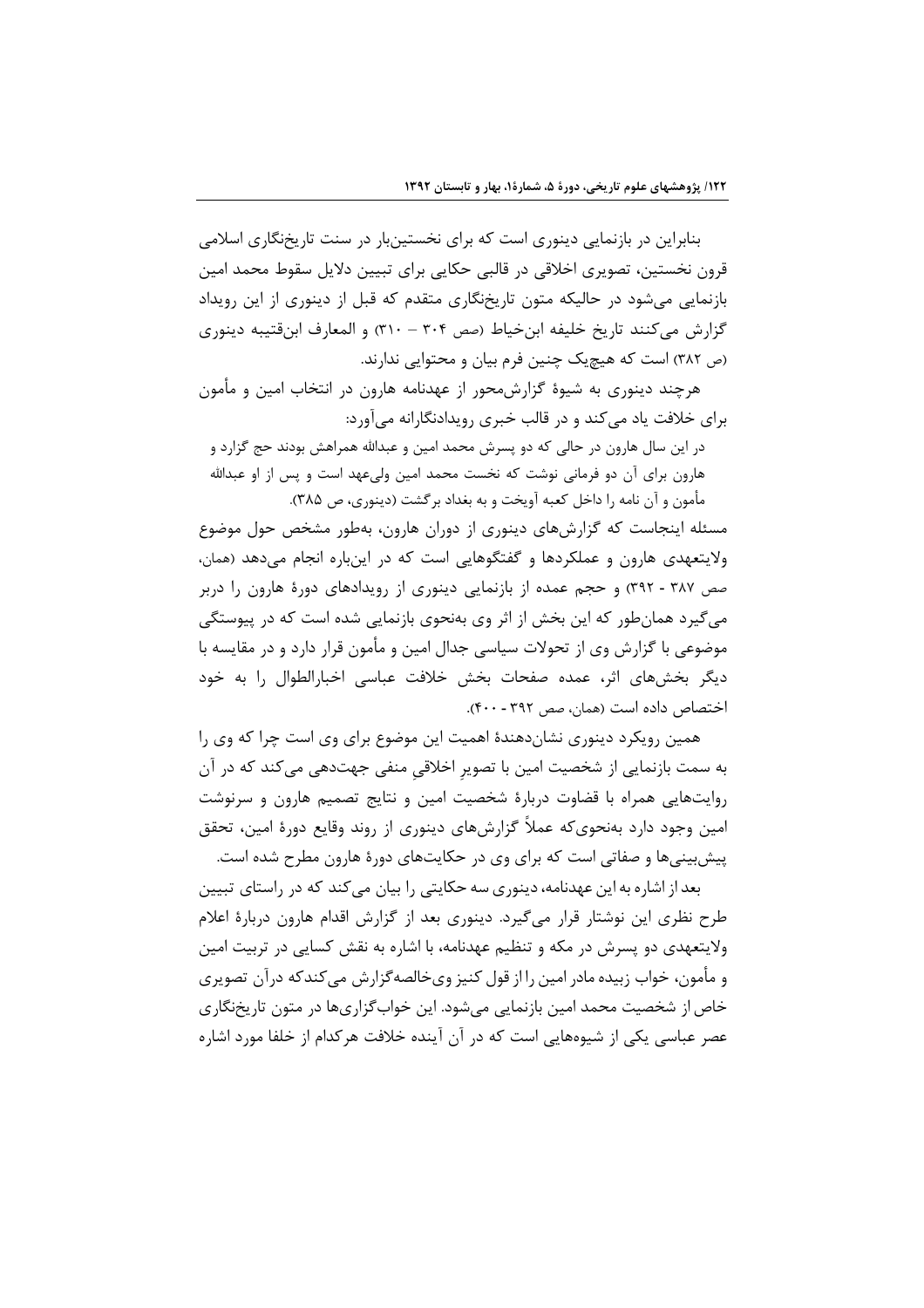بنابراین در بازنمایی دینوری است که برای نخستین‌بار در سنت تاریخ‌نگاری اسلامی قرون نخستین، تصویری اخلاقی در قالبی حکایی برای تبیین دلایل سقوط محمد امین بازنمایی می‌شود در حالیکه متون تاریخ‌نگاری متقدم که قبل از دینوری از این رویداد گزارش می‌کنند تاریخ خلیفه ابن‌خیاط (صص ۳۰۴ – ۳۱۰) و المعارف ابن‌قتیبه دینوری (ص ۳۸۲) است که هیچ‌یک چنین فرم بیان و محتوایی ندارند.

هرچند دینوری به شیوۀ گزارش‌محور از عهدنامه هارون در انتخاب امین و مأمون برای خلافت یاد می‌کند و در قالب خبری رویدادنگارانه می‌آورد:

> در این سال هارون در حالی که دو پسرش محمد امین و عبدالله همراهش بودند حج گزارد و هارون برای آن دو فرمانی نوشت که نخست محمد امین ولی‌عهد است و پس از او عبدالله مأمون و آن نامه را داخل کعبه آویخت و به بغداد برگشت (دینوری، ص ۳۸۵).

مسئله اینجاست که گزارش‌های دینوری از دوران هارون، به‌طور مشخص حول موضوع ولایتعهدی هارون و عملکردها و گفتگوهایی است که در این‌باره انجام می‌دهد (همان، صص ۳۸۷ - ۳۹۲) و حجم عمده از بازنمایی دینوری از رویدادهای دورۀ هارون را دربر می‌گیرد همان‌طور که این بخش از اثر وی به‌نحوی بازنمایی شده است که در پیوستگی موضوعی با گزارش وی از تحولات سیاسی جدال امین و مأمون قرار دارد و در مقایسه با دیگر بخش‌های اثر، عمده صفحات بخش خلافت عباسی اخبارالطوال را به خود اختصاص داده است (همان، صص ۳۹۲ - ۴۰۰).

همین رویکرد دینوری نشان‌دهندۀ اهمیت این موضوع برای وی است چرا که وی را به سمت بازنمایی از شخصیت امین با تصویرِ اخلاقیِ منفی جهت‌دهی می‌کند که در آن روایت‌هایی همراه با قضاوت دربارۀ شخصیت امین و نتایج تصمیم هارون و سرنوشت امین وجود دارد به‌نحوی‌که عملاً گزارش‌های دینوری از روند وقایع دورۀ امین، تحقق پیش‌بینی‌ها و صفاتی است که برای وی در حکایت‌های دورۀ هارون مطرح شده است.

بعد از اشاره به این عهدنامه، دینوری سه حکایتی را بیان می‌کند که در راستای تبیین طرح نظری این نوشتار قرار می‌گیرد. دینوری بعد از گزارش اقدام هارون دربارۀ اعلام ولایتعهدی دو پسرش در مکه و تنظیم عهدنامه، با اشاره به نقش کسایی در تربیت امین و مأمون، خواب زبیده مادر امین را از قول کنیز وی‌خالصه‌گزارش می‌کندکه درآن تصویری خاص از شخصیت محمد امین بازنمایی می‌شود. این خواب‌گزاری‌ها در متون تاریخ‌نگاری عصر عباسی یکی از شیوه‌هایی است که در آن آینده خلافت هرکدام از خلفا مورد اشاره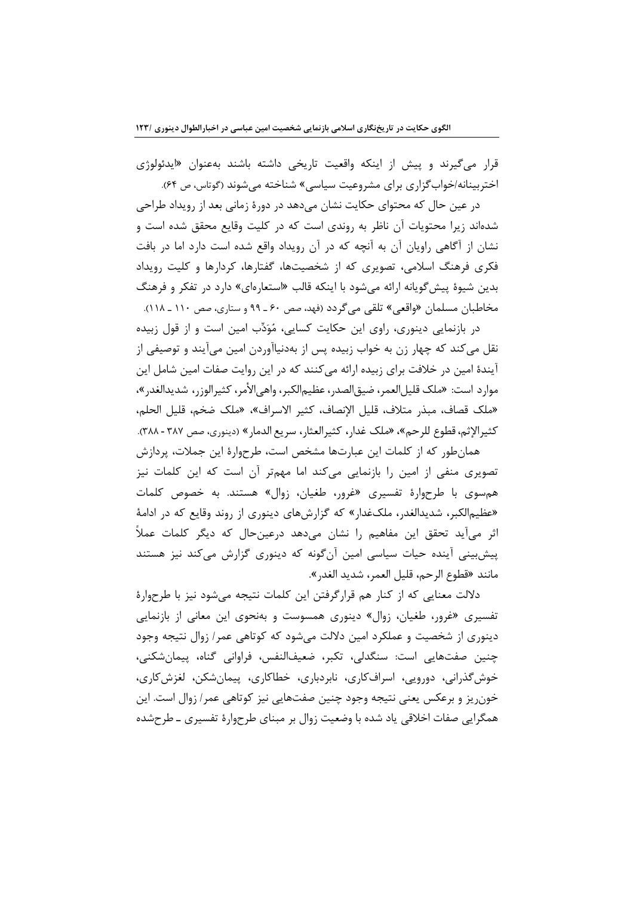قرار می‌گیرند و پیش از اینکه واقعیت تاریخی داشته باشند به‌عنوان «ایدئولوژی اختربینانه/خواب‌گزاری برای مشروعیت سیاسی» شناخته می‌شوند (گوتاس، ص ۶۴).

در عین حال که محتوای حکایت نشان می‌دهد در دورهٔ زمانی بعد از رویداد طراحی شده‌اند زیرا محتویات آن ناظر به روندی است که در کلیت وقایع محقق شده است و نشان از آگاهی راویان آن به آنچه که در آن رویداد واقع شده است دارد اما در بافت فکری فرهنگ اسلامی، تصویری که از شخصیت‌ها، گفتارها، کردارها و کلیت رویداد بدین شیوهٔ پیش‌گویانه ارائه می‌شود با اینکه قالب «استعاره‌ای» دارد در تفکر و فرهنگ مخاطبان مسلمان «واقعی» تلقی می‌گردد (فهد، صص ۶۰ ـ ۹۹ و ستاری، صص ۱۱۰ ـ ۱۱۸).

در بازنمایی دینوری، راوی این حکایت کسایی، مُؤَدِّب امین است و از قول زبیده نقل می‌کند که چهار زن به خواب زبیده پس از به‌دنیاآوردن امین می‌آیند و توصیفی از آیندهٔ امین در خلافت برای زبیده ارائه می‌کنند که در این روایت صفات امین شامل این موارد است: «ملک قلیل‌العمر، ضیق‌الصدر، عظیم‌الکبر، واهی‌الأمر، کثیرالوزر، شدیدالغدر»، «ملک قصاف، مبذر متلاف، قلیل الإنصاف، کثیر الاسراف»، «ملک ضخم، قلیل الحلم، کثیرالإثم، قطوع للرحم»، «ملک غدار، کثیرالعثار، سریع الدمار» (دینوری، صص ۳۸۷ - ۳۸۸).

همان‌طور که از کلمات این عبارت‌ها مشخص است، طرح‌وارهٔ این جملات، پردازش تصویری منفی از امین را بازنمایی می‌کند اما مهم‌تر آن است که این کلمات نیز هم‌سوی با طرح‌وارهٔ تفسیری «غرور، طغیان، زوال» هستند. به خصوص کلمات «عظیم‌الکبر، شدیدالغدر، ملک‌غدار» که گزارش‌های دینوری از روند وقایع که در ادامهٔ اثر می‌آید تحقق این مفاهیم را نشان می‌دهد درعین‌حال که دیگر کلمات عملاً پیش‌بینی آینده حیات سیاسی امین آن‌گونه که دینوری گزارش می‌کند نیز هستند مانند «قطوع الرحم، قلیل العمر، شدید الغدر».

دلالت معنایی که از کنار هم قرارگرفتن این کلمات نتیجه می‌شود نیز با طرح‌وارهٔ تفسیری «غرور، طغیان، زوال» دینوری همسوست و به‌نحوی این معانی از بازنمایی دینوری از شخصیت و عملکرد امین دلالت می‌شود که کوتاهی عمر/ زوال نتیجه وجود چنین صفت‌هایی است: سنگدلی، تکبر، ضعیف‌النفس، فراوانی گناه، پیمان‌شکنی، خوش‌گذرانی، دورویی، اسراف‌کاری، نابردباری، خطاکاری، پیمان‌شکن، لغزش‌کاری، خون‌ریز و برعکس یعنی نتیجه وجود چنین صفت‌هایی نیز کوتاهی عمر/ زوال است. این همگرایی صفات اخلاقی یاد شده با وضعیت زوال بر مبنای طرح‌وارهٔ تفسیری ـ طرح‌شده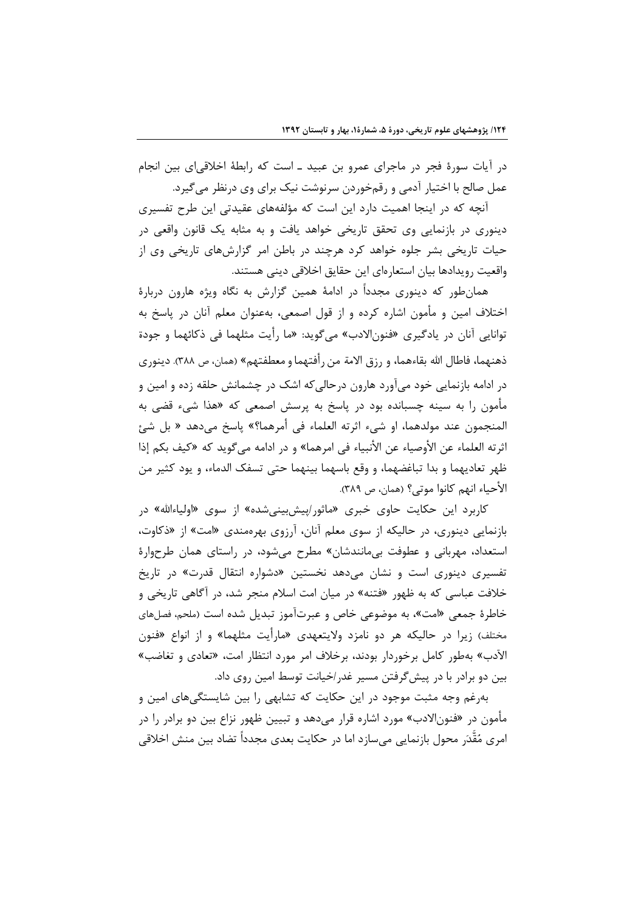در آیات سورهٔ فجر در ماجرای عمرو بن عبید ـ است که رابطهٔ اخلاقی‌ای بین انجام عمل صالح با اختیار آدمی و رقم‌خوردن سرنوشت نیک برای وی درنظر می‌گیرد.

آنچه که در اینجا اهمیت دارد این است که مؤلفه‌های عقیدتی این طرح تفسیری دینوری در بازنمایی وی تحقق تاریخی خواهد یافت و به مثابه یک قانون واقعی در حیات تاریخی بشر جلوه خواهد کرد هرچند در باطن امر گزارش‌های تاریخی وی از واقعیت رویدادها بیان استعاره‌ای این حقایق اخلاقی دینی هستند.

همان‌طور که دینوری مجدداً در ادامهٔ همین گزارش به نگاه ویژه هارون دربارهٔ اختلاف امین و مأمون اشاره کرده و از قول اصمعی، به‌عنوان معلم آنان در پاسخ به توانایی آنان در یادگیری «فنون‌الادب» می‌گوید: «ما رأیت مثلهما فی ذکائهما و جودة ذهنهما، فاطال الله بقاءهما، و رزق الامة من رأفتهما و معطفتهم» (همان، ص ۳۸۸). دینوری در ادامه بازنمایی خود می‌آورد هارون درحالی‌که اشک در چشمانش حلقه زده و امین و مأمون را به سینه چسبانده بود در پاسخ به پرسش اصمعی که «هذا شیء قضی به المنجمون عند مولدهما، او شیء اثرته العلماء فی أمرهما؟» پاسخ می‌دهد « بل شئ اثرته العلماء عن الأوصیاء عن الأنبیاء فی امرهما» و در ادامه می‌گوید که «کیف بکم إذا ظهر تعادیهما و بدا تباغضهما، و وقع باسهما بینهما حتی تسفک الدماء، و یود کثیر من الأحیاء انهم کانوا موتی؟ (همان، ص ۳۸۹).

کاربرد این حکایت حاوی خبری «ماثور/پیش‌بینی‌شده» از سوی «اولیاءالله» در بازنمایی دینوری، در حالیکه از سوی معلم آنان، آرزوی بهره‌مندی «امت» از «ذکاوت، استعداد، مهربانی و عطوفت بی‌مانندشان» مطرح می‌شود، در راستای همان طرح‌وارهٔ تفسیری دینوری است و نشان می‌دهد نخستین «دشواره انتقال قدرت» در تاریخ خلافت عباسی که به ظهور «فتنه» در میان امت اسلام منجر شد، در آگاهی تاریخی و خاطرهٔ جمعی «امت»، به موضوعی خاص و عبرت‌آموز تبدیل شده است (ملحم، فصل‌های مختلف) زیرا در حالیکه هر دو نامزد ولایتعهدی «مارأیت مثلهما» و از انواع «فنون الآدب» به‌طور کامل برخوردار بودند، برخلاف امر مورد انتظار امت، «تعادی و تغاضب» بین دو برادر با در پیش‌گرفتن مسیر غدر/خیانت توسط امین روی داد.

به‌رغم وجه مثبت موجود در این حکایت که تشابهی را بین شایستگی‌های امین و مأمون در «فنون‌الادب» مورد اشاره قرار می‌دهد و تبیین ظهور نزاع بین دو برادر را در امری مُقَّدَر محول بازنمایی می‌سازد اما در حکایت بعدی مجدداً تضاد بین منش اخلاقی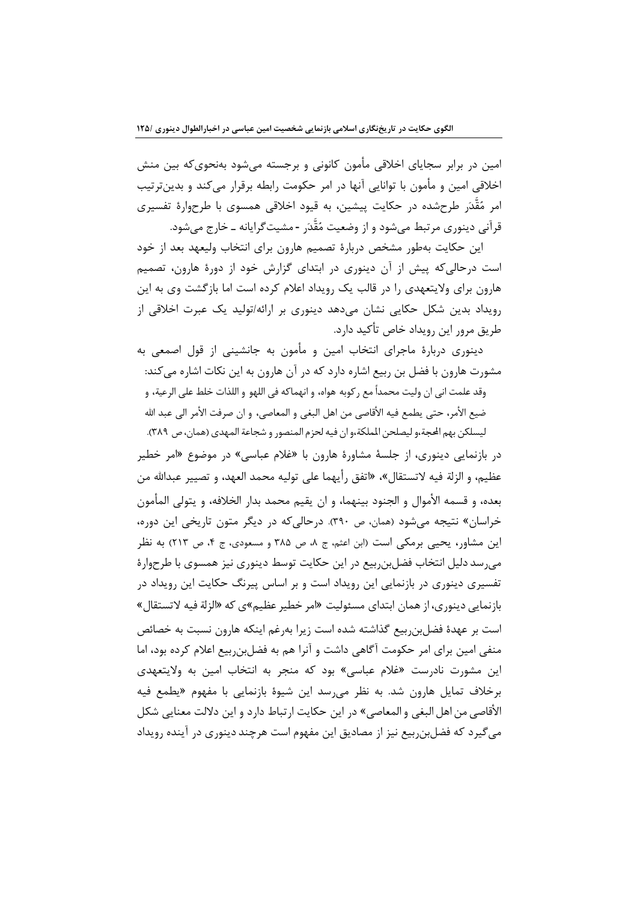امین در برابر سجایای اخلاقی مأمون کانونی و برجسته می‌شود به‌نحوی‌که بین منش اخلاقی امین و مأمون با توانایی آنها در امر حکومت رابطه برقرار می‌کند و بدین‌ترتیب امر مُقَّدَر طرح‌شده در حکایت پیشین، به قیود اخلاقی همسوی با طرحوارهٔ تفسیری قرآنی دینوری مرتبط می‌شود و از وضعیت مُقَّدَر - مشیت‌گرایانه ـ خارج می‌شود.

این حکایت به‌طور مشخص دربارهٔ تصمیم هارون برای انتخاب ولیعهد بعد از خود است درحالی‌که پیش از آن دینوری در ابتدای گزارش خود از دورهٔ هارون، تصمیم هارون برای ولایتعهدی را در قالب یک رویداد اعلام کرده است اما بازگشت وی به این رویداد بدین شکل حکایی نشان می‌دهد دینوری بر ارائه/تولید یک عبرت اخلاقی از طریق مرور این رویداد خاص تأکید دارد.

دینوری دربارهٔ ماجرای انتخاب امین و مأمون به جانشینی از قول اصمعی به مشورت هارون با فضل بن ربیع اشاره دارد که در آن هارون به این نکات اشاره می‌کند:

> وقد علمت انی ان ولیت محمداً مع رکوبه هواه، و انهماکه فی اللهو و اللذات خلط علی الرعیة، و ضیع الأمر، حتی یطمع فیه الأقاصی من اهل البغی و المعاصی، و ان صرفت الأمر الی عبد الله لیسلکن بهم المحجة،و لیصلحن المملکة،و ان فیه لحزم المنصور و شجاعة المهدی (همان، ص ۳۸۹).

در بازنمایی دینوری، از جلسهٔ مشاورهٔ هارون با «غلام عباسی» در موضوع «امر خطیر عظیم، و الزلة فیه لاتستقال»، «اتفق رأیهما علی تولیه محمد العهد، و تصییر عبدالله من بعده، و قسمه الأموال و الجنود بینهما، و ان یقیم محمد بدار الخلافه، و یتولی المأمون خراسان» نتیجه می‌شود (همان، ص ۳۹۰). درحالی‌که در دیگر متون تاریخی این دوره، این مشاور، یحیی برمکی است (ابن اعثم، ج ۸، ص ۳۸۵ و مسعودی، ج ۴، ص ۲۱۳) به نظر می‌رسد دلیل انتخاب فضل‌بن‌ربیع در این حکایت توسط دینوری نیز همسوی با طرحوارهٔ تفسیری دینوری در بازنمایی این رویداد است و بر اساس پیرنگ حکایت این رویداد در بازنمایی دینوری، از همان ابتدای مسئولیت «امر خطیر عظیم»ی که «الزلة فیه لاتستقال» است بر عهدهٔ فضل‌بن‌ربیع گذاشته شده است زیرا به‌رغم اینکه هارون نسبت به خصائص منفی امین برای امر حکومت آگاهی داشت و آنرا هم به فضل‌بن‌ربیع اعلام کرده بود، اما این مشورت نادرست «غلام عباسی» بود که منجر به انتخاب امین به ولایتعهدی برخلاف تمایل هارون شد. به نظر می‌رسد این شیوهٔ بازنمایی با مفهوم «یطمع فیه الأقاصی من اهل البغی و المعاصی» در این حکایت ارتباط دارد و این دلالت معنایی شکل می‌گیرد که فضل‌بن‌ربیع نیز از مصادیق این مفهوم است هرچند دینوری در آینده رویداد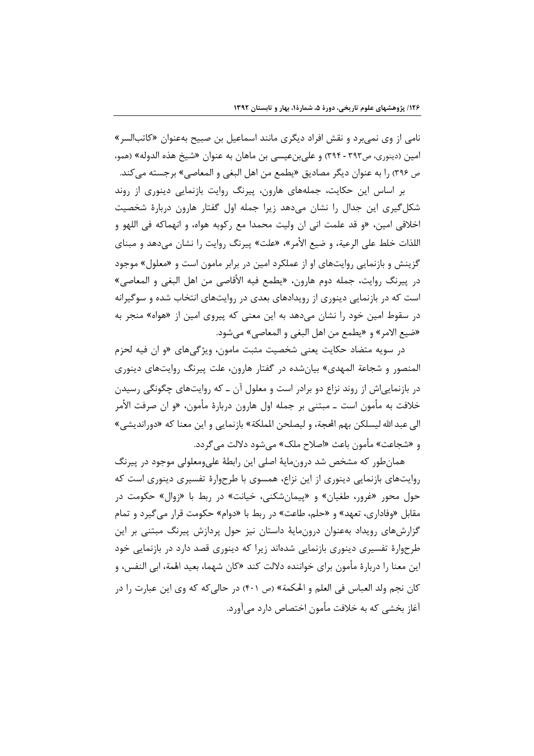نامی از وی نمی‌برد و نقش افراد دیگری مانند اسماعیل بن صبیح به‌عنوان «کاتب‌السر» امین (دینوری، ص۳۹۳ - ۳۹۴) و علی‌بن‌عیسی بن ماهان به عنوان «شیخ هذه الدوله» (همو، ص ۳۹۶) را به عنوان دیگر مصادیق «یطمع من اهل البغی و المعاصی» برجسته می‌کند.

بر اساس این حکایت، جمله‌های هارون، پیرنگ روایت بازنمایی دینوری از روند شکل‌گیری این جدال را نشان می‌دهد زیرا جمله اول گفتار هارون دربارهٔ شخصیت اخلاقی امین، «و قد علمت انی ان ولیت محمدا مع رکوبه هواه، و انهماکه فی اللهو و اللذات خلط علی الرعیة، و ضیع الأمر»، «علت» پیرنگ روایت را نشان می‌دهد و مبنای گزینش و بازنمایی روایت‌های او از عملکرد امین در برابر مامون است و «معلول» موجود در پیرنگ روایت، جمله دوم هارون، «یطمع فیه الأقاصی من اهل البغی و المعاصی» است که در بازنمایی دینوری از رویدادهای بعدی در روایت‌های انتخاب شده و سوگیرانه در سقوط امین خود را نشان می‌دهد به این معنی که پیروی امین از «هواه» منجر به «ضیع الامر» و «یطمع من اهل البغی و المعاصی» می‌شود.

در سویه متضاد حکایت یعنی شخصیت مثبت مامون، ویژگی‌های «و ان فیه لحزم المنصور و شجاعة المهدی» بیان‌شده در گفتار هارون، علت پیرنگ روایت‌های دینوری در بازنمایی‌اش از روند نزاع دو برادر است و معلول آن ـ که روایت‌های چگونگی رسیدن خلافت به مأمون است ـ مبتنی بر جمله اول هارون دربارهٔ مأمون، «و ان صرفت الأمر الی عبد الله لیسلکن بهم المحجة، و لیصلحن المملکة» بازنمایی و این معنا که «دوراندیشی» و «شجاعت» مأمون باعث «اصلاح ملک» می‌شود دلالت می‌گردد.

همان‌طور که مشخص شد درون‌مایهٔ اصلی این رابطهٔ علی‌ومعلولی موجود در پیرنگ روایت‌های بازنمایی دینوری از این نزاع، همسوی با طرحوارهٔ تفسیری دینوری است که حول محور «غرور، طغیان» و «پیمان‌شکنی، خیانت» در ربط با «زوال» حکومت در مقابل «وفاداری، تعهد» و «حلم، طاعت» در ربط با «دوام» حکومت قرار می‌گیرد و تمام گزارش‌های رویداد به‌عنوان درون‌مایهٔ داستان نیز حول پردازش پیرنگ مبتنی بر این طرحوارهٔ تفسیری دینوری بازنمایی شده‌اند زیرا که دینوری قصد دارد در بازنمایی خود این معنا را دربارهٔ مأمون برای خواننده دلالت کند «کان شهما، بعید الهمة، ابی النفس، و کان نجم ولد العباس فی العلم و الحکمة» (ص ۴۰۱) در حالی‌که که وی این عبارت را در آغاز بخشی که به خلافت مأمون اختصاص دارد می‌آورد.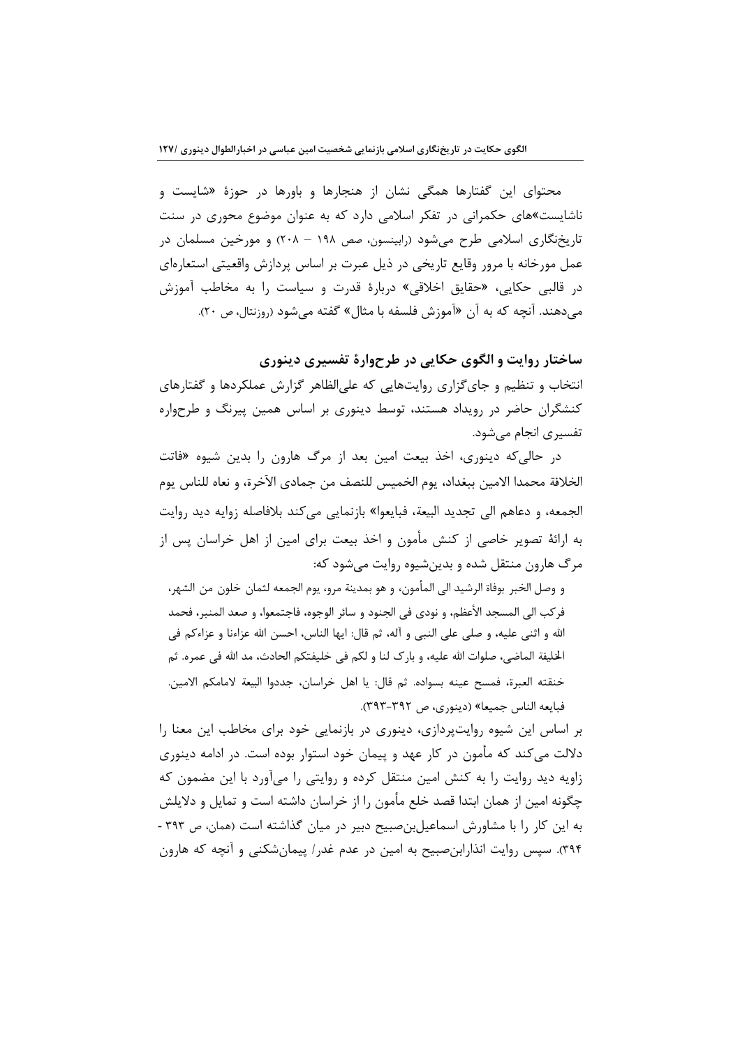محتوای این گفتارها همگی نشان از هنجارها و باورها در حوزهٔ «شایست و ناشایست»های حکمرانی در تفکر اسلامی دارد که به عنوان موضوع محوری در سنت تاریخ‌نگاری اسلامی طرح می‌شود (رابینسون، صص ۱۹۸ – ۲۰۸) و مورخین مسلمان در عمل مورخانه با مرور وقایع تاریخی در ذیل عبرت تاریخی بر اساس پردازش واقعیتی استعاره‌ای در قالبی حکایی، «حقایق اخلاقی» دربارهٔ قدرت و سیاست را به مخاطب آموزش می‌دهند. آنچه که به آن «آموزش فلسفه با مثال» گفته می‌شود (روزنتال، ص ۲۰).

## ساختار روایت و الگوی حکایی در طرحوارهٔ تفسیری دینوری

انتخاب و تنظیم و جای‌گزاری روایت‌هایی که علی‌الظاهر گزارش عملکردها و گفتارهای کنشگران حاضر در رویداد هستند، توسط دینوری بر اساس همین پیرنگ و طرحواره تفسیری انجام می‌شود.

در حالی‌که دینوری، اخذ بیعت امین بعد از مرگ هارون را بدین شیوه «فاتت الخلافة محمدا الامین ببغداد، یوم الخمیس للنصف من جمادی الآخرة، و نعاه للناس یوم الجمعه، و دعاهم الی تجدید البیعة، فبایعوا» بازنمایی می‌کند بلافاصله زاویه دید روایت به ارائهٔ تصویر خاصی از کنش مأمون و اخذ بیعت برای امین از اهل خراسان پس از مرگ هارون منتقل شده و بدین‌شیوه روایت می‌شود که:

> و وصل الخبر بوفاة الرشید الی المأمون، و هو بمدینة مرو، یوم الجمعه لثمان خلون من الشهر، فرکب الی المسجد الأعظم، و نودی فی الجنود و سائر الوجوه، فاجتمعوا، و صعد المنبر، فحمد الله و اثنی علیه، و صلی علی النبی و آله، ثم قال: ایها الناس، احسن الله عزاءنا و عزاءکم فی الخلیفة الماضی، صلوات الله علیه، و بارک لنا و لکم فی خلیفتکم الحادث، مد الله فی عمره. ثم خنقته العبرة، فمسح عینه بسواده. ثم قال: یا اهل خراسان، جددوا البیعة لامامکم الامین. فبایعه الناس جمیعا» (دینوری، ص ۳۹۲-۳۹۳).

بر اساس این شیوه روایت‌پردازی، دینوری در بازنمایی خود برای مخاطب این معنا را دلالت می‌کند که مأمون در کار عهد و پیمان خود استوار بوده است. در ادامه دینوری زاویه دید روایت را به کنش امین منتقل کرده و روایتی را می‌آورد با این مضمون که چگونه امین از همان ابتدا قصد خلع مأمون را از خراسان داشته است و تمایل و دلایلش به این کار را با مشاورش اسماعیل‌بن‌صبیح دبیر در میان گذاشته است (همان، ص ۳۹۳ - ۳۹۴). سپس روایت انذارابن‌صبیح به امین در عدم غدر/ پیمان‌شکنی و آنچه که هارون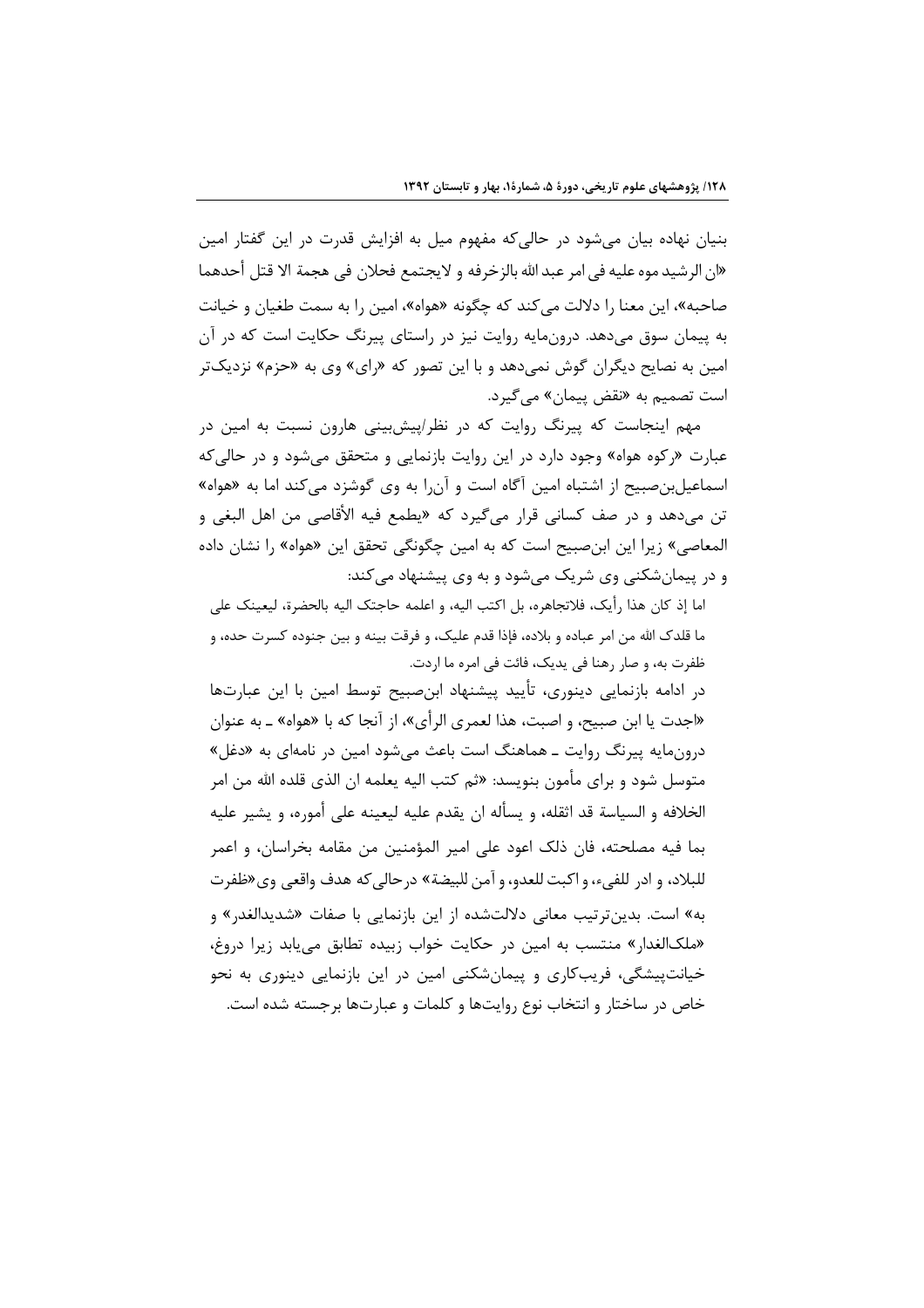بنیان نهاده بیان می‌شود در حالی‌که مفهوم میل به افزایش قدرت در این گفتار امین «ان الرشید موه علیه فی امر عبد الله بالزخرفه و لایجتمع فحلان فی هجمة الا قتل أحدهما صاحبه»، این معنا را دلالت می‌کند که چگونه «هواه»، امین را به سمت طغیان و خیانت به پیمان سوق می‌دهد. درون‌مایه روایت نیز در راستای پیرنگ حکایت است که در آن امین به نصایح دیگران گوش نمی‌دهد و با این تصور که «رای» وی به «حزم» نزدیک‌تر است تصمیم به «نقض پیمان» می‌گیرد.

مهم اینجاست که پیرنگ روایت که در نظر/پیش‌بینی هارون نسبت به امین در عبارت «رکوه هواه» وجود دارد در این روایت بازنمایی و متحقق می‌شود و در حالی‌که اسماعیل‌بن‌صبیح از اشتباه امین آگاه است و آن‌را به وی گوشزد می‌کند اما به «هواه» تن می‌دهد و در صف کسانی قرار می‌گیرد که «یطمع فیه الأقاصی من اهل البغی و المعاصی» زیرا این ابن‌صبیح است که به امین چگونگی تحقق این «هواه» را نشان داده و در پیمان‌شکنی وی شریک می‌شود و به وی پیشنهاد می‌کند:

> اما إذ کان هذا رأیک، فلاتجاهره، بل اکتب الیه، و اعلمه حاجتک الیه بالحضرة، لیعینک علی ما قلدک الله من امر عباده و بلاده، فإذا قدم علیک، و فرقت بینه و بین جنوده کسرت حده، و ظفرت به، و صار رهنا فی یدیک، فائت فی امره ما اردت.

در ادامه بازنمایی دینوری، تأیید پیشنهاد ابن‌صبیح توسط امین با این عبارت‌ها «اجدت یا ابن صبیح، و اصبت، هذا لعمری الرأی»، از آنجا که با «هواه» ـ به عنوان درون‌مایه پیرنگ روایت ـ هماهنگ است باعث می‌شود امین در نامه‌ای به «دغل» متوسل شود و برای مأمون بنویسد: «ثم کتب الیه یعلمه ان الذی قلده الله من امر الخلافه و السیاسة قد اثقله، و یسأله ان یقدم علیه لیعینه علی أموره، و یشیر علیه بما فیه مصلحته، فان ذلک اعود علی امیر المؤمنین من مقامه بخراسان، و اعمر للبلاد، و ادر للفیء، و اکبت للعدو، و آمن للبیضة» درحالی‌که هدف واقعی وی«ظفرت به» است. بدین‌ترتیب معانی دلالت‌شده از این بازنمایی با صفات «شدیدالغدر» و «ملک‌الغدار» منتسب به امین در حکایت خواب زبیده تطابق می‌یابد زیرا دروغ، خیانت‌پیشگی، فریب‌کاری و پیمان‌شکنی امین در این بازنمایی دینوری به نحو خاص در ساختار و انتخاب نوع روایت‌ها و کلمات و عبارت‌ها برجسته شده است.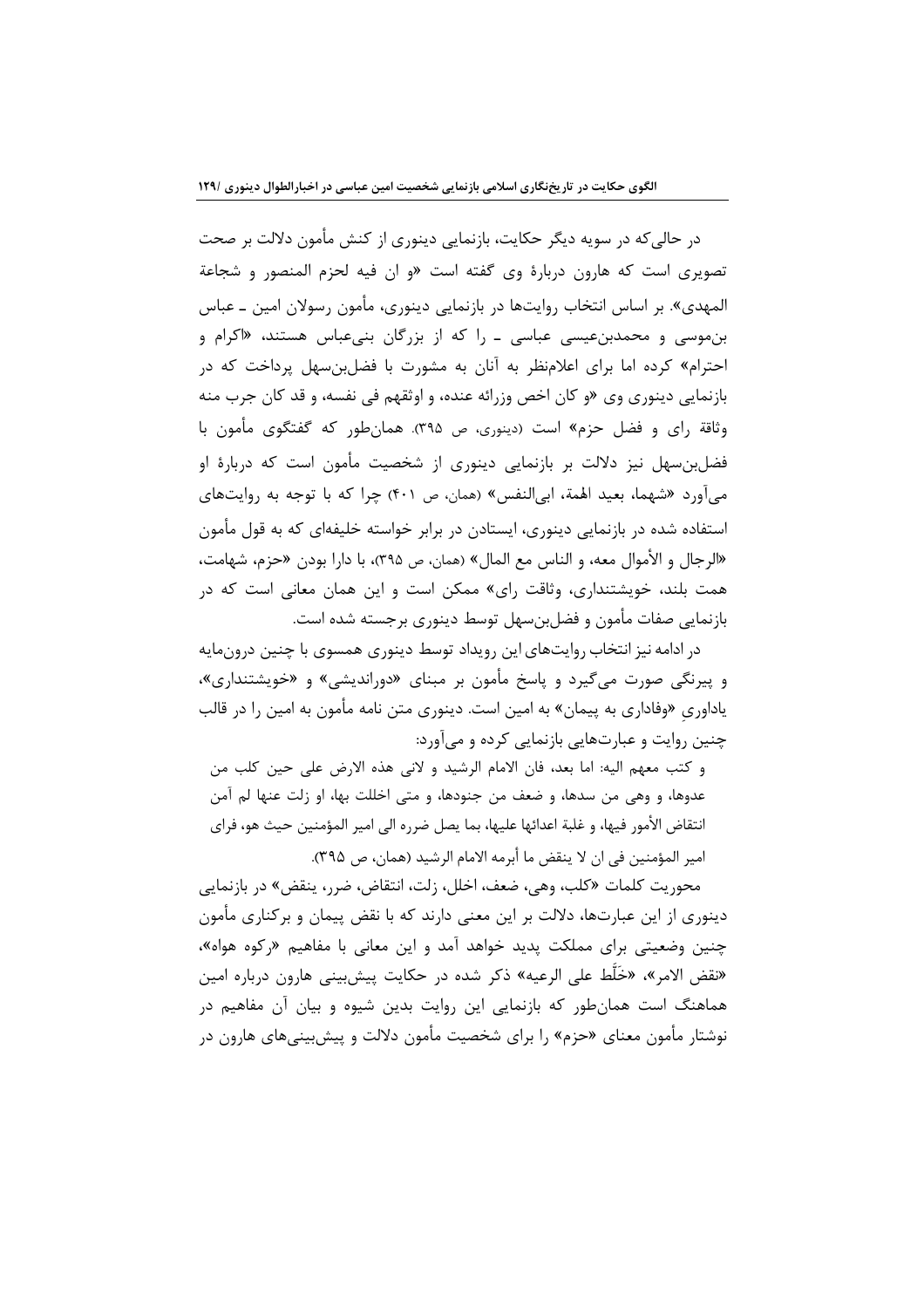در حالی‌که در سویه دیگر حکایت، بازنمایی دینوری از کنش مأمون دلالت بر صحت تصویری است که هارون دربارهٔ وی گفته است «و ان فیه لحزم المنصور و شجاعة المهدی». بر اساس انتخاب روایت‌ها در بازنمایی دینوری، مأمون رسولان امین ـ عباس بن‌موسی و محمدبن‌عیسی عباسی ـ را که از بزرگان بنی‌عباس هستند، «اکرام و احترام» کرده اما برای اعلام‌نظر به آنان به مشورت با فضل‌بن‌سهل پرداخت که در بازنمایی دینوری وی «و کان اخص وزرائه عنده، و اوثقهم فی نفسه، و قد کان جرب منه وثاقة رای و فضل حزم» است (دینوری، ص ۳۹۵). همان‌طور که گفتگوی مأمون با فضل‌بن‌سهل نیز دلالت بر بازنمایی دینوری از شخصیت مأمون است که دربارهٔ او می‌آورد «شهما، بعید الهمة، ابی‌النفس» (همان، ص ۴۰۱) چرا که با توجه به روایت‌های استفاده شده در بازنمایی دینوری، ایستادن در برابر خواسته خلیفه‌ای که به قول مأمون «الرجال و الأموال معه، و الناس مع المال» (همان، ص ۳۹۵)، با دارا بودن «حزم، شهامت، همت بلند، خویشتنداری، وثاقت رای» ممکن است و این همان معانی است که در بازنمایی صفات مأمون و فضل‌بن‌سهل توسط دینوری برجسته شده است.

در ادامه نیز انتخاب روایت‌های این رویداد توسط دینوری همسوی با چنین درون‌مایه و پیرنگی صورت می‌گیرد و پاسخ مأمون بر مبنای «دوراندیشی» و «خویشتنداری»، یاداوریِ «وفاداری به پیمان» به امین است. دینوری متن نامه مأمون به امین را در قالب چنین روایت و عبارت‌هایی بازنمایی کرده و می‌آورد:

> و کتب معهم الیه: اما بعد، فان الامام الرشید و لانی هذه الارض علی حین کلب من عدوها، و وهی من سدها، و ضعف من جنودها، و متی اخللت بها، او زلت عنها لم آمن انتقاض الأمور فیها، و غلبة اعدائها علیها، بما یصل ضرره الی امیر المؤمنین حیث هو، فرای امیر المؤمنین فی ان لا ینقض ما أبرمه الامام الرشید (همان، ص ۳۹۵).

محوریت کلمات «کلب، وهی، ضعف، اخلل، زلت، انتقاض، ضرر، ینقض» در بازنمایی دینوری از این عبارت‌ها، دلالت بر این معنی دارند که با نقض پیمان و برکناری مأمون چنین وضعیتی برای مملکت پدید خواهد آمد و این معانی با مفاهیم «رکوه هواه»، «نقض الامر»، «خَلّط علی الرعیه» ذکر شده در حکایت پیش‌بینی هارون درباره امین هماهنگ است همان‌طور که بازنمایی این روایت بدین شیوه و بیان آن مفاهیم در نوشتار مأمون معنای «حزم» را برای شخصیت مأمون دلالت و پیش‌بینی‌های هارون در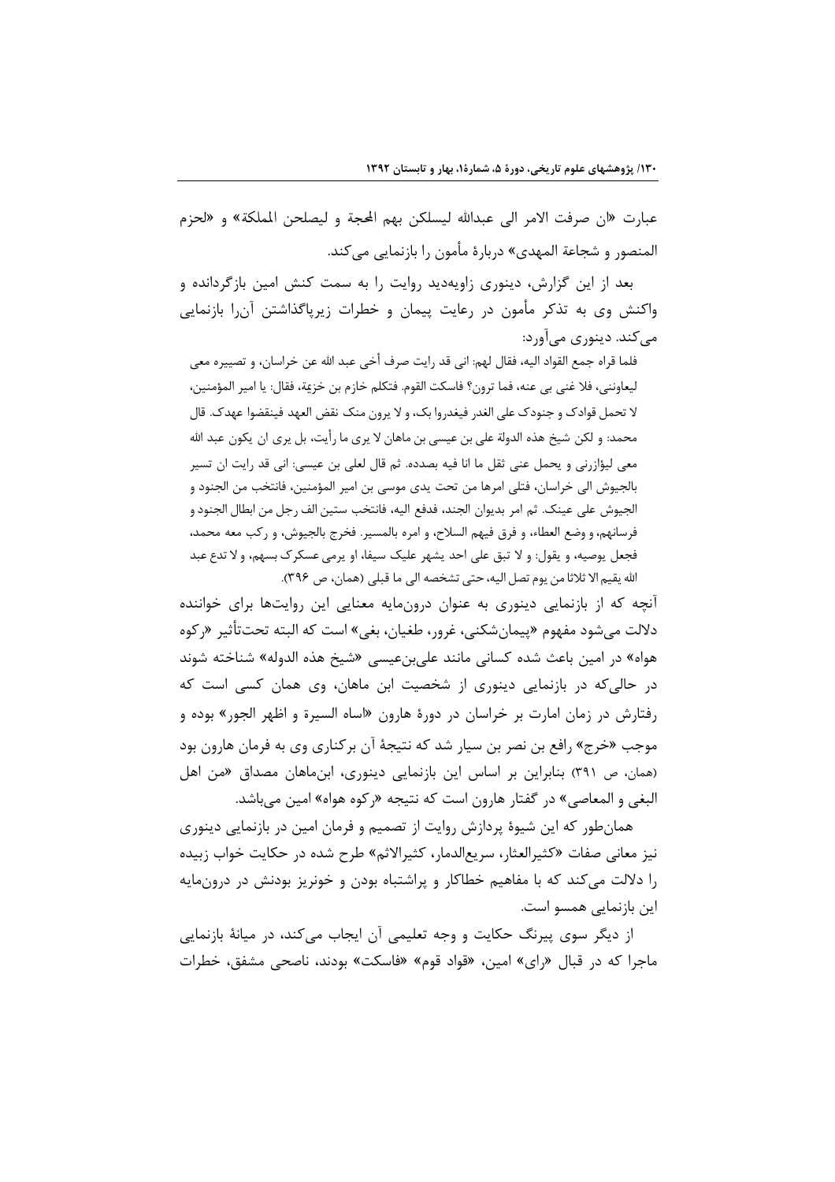عبارت «ان صرفت الامر الی عبدالله لیسلکن بهم المحجة و لیصلحن المملکة» و «لحزم المنصور و شجاعة المهدی» دربارهٔ مأمون را بازنمایی می‌کند.

بعد از این گزارش، دینوری زاویه‌دید روایت را به سمت کنش امین بازگردانده و واکنش وی به تذکر مأمون در رعایت پیمان و خطرات زیرپاگذاشتن آن‌را بازنمایی می‌کند. دینوری می‌آورد:

> فلما قراه جمع القواد الیه، فقال لهم: انی قد رایت صرف أخی عبد الله عن خراسان، و تصییره معی لیعاوننی، فلا غنی بی عنه، فما ترون؟ فاسکت القوم. فتکلم خازم بن خزیمة، فقال: یا امیر المؤمنین، لا تحمل قوادک و جنودک علی الغدر فیغدروا بک، و لا یرون منک نقض العهد فینقضوا عهدک. قال محمد: و لکن شیخ هذه الدولة علی بن عیسی بن ماهان لا یری ما رأیت، بل یری ان یکون عبد الله معی لیؤازرنی و یحمل عنی ثقل ما انا فیه بصدده. ثم قال لعلی بن عیسی: انی قد رایت ان تسیر بالجیوش الی خراسان، فتلی امرها من تحت یدی موسی بن امیر المؤمنین، فانتخب من الجنود و الجیوش علی عینک. ثم امر بدیوان الجند، فدفع الیه، فانتخب ستین الف رجل من ابطال الجنود و فرسانهم، و وضع العطاء، و فرق فیهم السلاح، و امره بالمسیر. فخرج بالجیوش، و رکب معه محمد، فجعل یوصیه، و یقول: و لا تبق علی احد یشهر علیک سیفا، او یرمی عسکرک بسهم، و لا تدع عبد الله یقیم الا ثلاثا من یوم تصل الیه، حتی تشخصه الی ما قبلی (همان، ص ۳۹۶).

آنچه که از بازنمایی دینوری به عنوان درون‌مایه معنایی این روایت‌ها برای خواننده دلالت می‌شود مفهوم «پیمان‌شکنی، غرور، طغیان، بغی» است که البته تحت‌تأثیر «رکوه هواه» در امین باعث شده کسانی مانند علی‌بن‌عیسی «شیخ هذه الدوله» شناخته شوند در حالی‌که در بازنمایی دینوری از شخصیت ابن ماهان، وی همان کسی است که رفتارش در زمان امارت بر خراسان در دورهٔ هارون «اساء السیرة و اظهر الجور» بوده و موجب «خرج» رافع بن نصر بن سیار شد که نتیجهٔ آن برکناری وی به فرمان هارون بود (همان، ص ۳۹۱) بنابراین بر اساس این بازنمایی دینوری، ابن‌ماهان مصداق «من اهل البغی و المعاصی» در گفتار هارون است که نتیجه «رکوه هواه» امین می‌باشد.

همان‌طور که این شیوهٔ پردازش روایت از تصمیم و فرمان امین در بازنمایی دینوری نیز معانی صفات «کثیرالعثار، سریع‌الدمار، کثیرالاثم» طرح شده در حکایت خواب زبیده را دلالت می‌کند که با مفاهیم خطاکار و پراشتباه بودن و خونریز بودنش در درون‌مایه این بازنمایی همسو است.

از دیگر سوی پیرنگ حکایت و وجه تعلیمی آن ایجاب می‌کند، در میانهٔ بازنمایی ماجرا که در قبال «رای» امین، «قواد قوم» «فاسکت» بودند، ناصحی مشفق، خطرات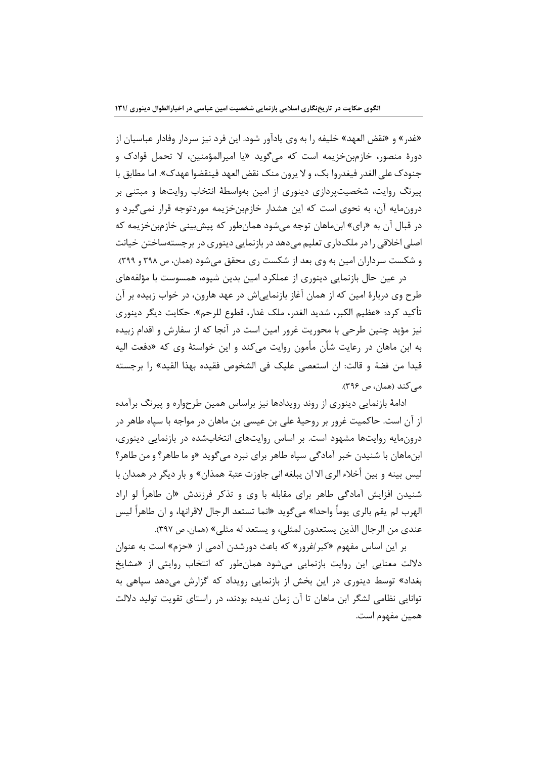«غدر» و «نقض العهد» خلیفه را به وی یادآور شود. این فرد نیز سردار وفادار عباسیان از دورۀ منصور، خازم‌بن‌خزیمه است که می‌گوید «یا امیرالمؤمنین، لا تحمل قوادک و جنودک علی الغدر فیغدروا بک، و لا یرون منک نقض العهد فینقضوا عهدک». اما مطابق با پیرنگ روایت، شخصیت‌پردازی دینوری از امین به‌واسطۀ انتخاب روایت‌ها و مبتنی بر درون‌مایه آن، به نحوی است که این هشدار خازم‌بن‌خزیمه موردتوجه قرار نمی‌گیرد و در قبال آن به «رای» ابن‌ماهان توجه می‌شود همان‌طور که پیش‌بینی خازم‌بن‌خزیمه که اصلی اخلاقی را در ملک‌داری تعلیم می‌دهد در بازنمایی دینوری در برجسته‌ساختن خیانت و شکست سرداران امین به وی بعد از شکست ری محقق می‌شود (همان، ص ۳۹۸ و ۳۹۹).

در عین حال بازنمایی دینوری از عملکرد امین بدین شیوه، همسوست با مؤلفه‌های طرح وی دربارۀ امین که از همان آغاز بازنمایی‌اش در عهد هارون، در خواب زبیده بر آن تأکید کرد: «عظیم الکبر، شدید الغدر، ملک غدار، قطوع للرحم». حکایت دیگر دینوری نیز مؤید چنین طرحی با محوریت غرور امین است در آنجا که از سفارش و اقدام زبیده به ابن ماهان در رعایت شأن مأمون روایت می‌کند و این خواستۀ وی که «دفعت الیه قیدا من فضة و قالت: ان استعصی علیک فی الشخوص فقیده بهذا القید» را برجسته می‌کند (همان، ص ۳۹۶).

ادامۀ بازنمایی دینوری از روند رویدادها نیز براساس همین طرح‌واره و پیرنگ برآمده از آن است. حاکمیت غرور بر روحیۀ علی بن عیسی بن ماهان در مواجه با سپاه طاهر در درون‌مایه روایت‌ها مشهود است. بر اساس روایت‌های انتخاب‌شده در بازنمایی دینوری، ابن‌ماهان با شنیدن خبر آمادگی سپاه طاهر برای نبرد می‌گوید «و ما طاهر؟ و من طاهر؟ لیس بینه و بین أخلاء الری الا ان یبلغه انی جاوزت عتبة همذان» و بار دیگر در همدان با شنیدن افزایش آمادگی طاهر برای مقابله با وی و تذکر فرزندش «ان طاهراً لو اراد الهرب لم یقم بالری یوماً واحدا» می‌گوید «انما تستعد الرجال لاقرانها، و ان طاهراً لیس عندی من الرجال الذین یستعدون لمثلی، و یستعد له مثلی» (همان، ص ۳۹۷).

بر این اساس مفهوم «کبر/غرور» که باعث دورشدن آدمی از «حزم» است به عنوان دلالت معنایی این روایت بازنمایی می‌شود همان‌طور که انتخاب روایتی از «مشایخ بغداد» توسط دینوری در این بخش از بازنمایی رویداد که گزارش می‌دهد سپاهی به توانایی نظامی لشگر ابن ماهان تا آن زمان ندیده بودند، در راستای تقویت تولید دلالت همین مفهوم است.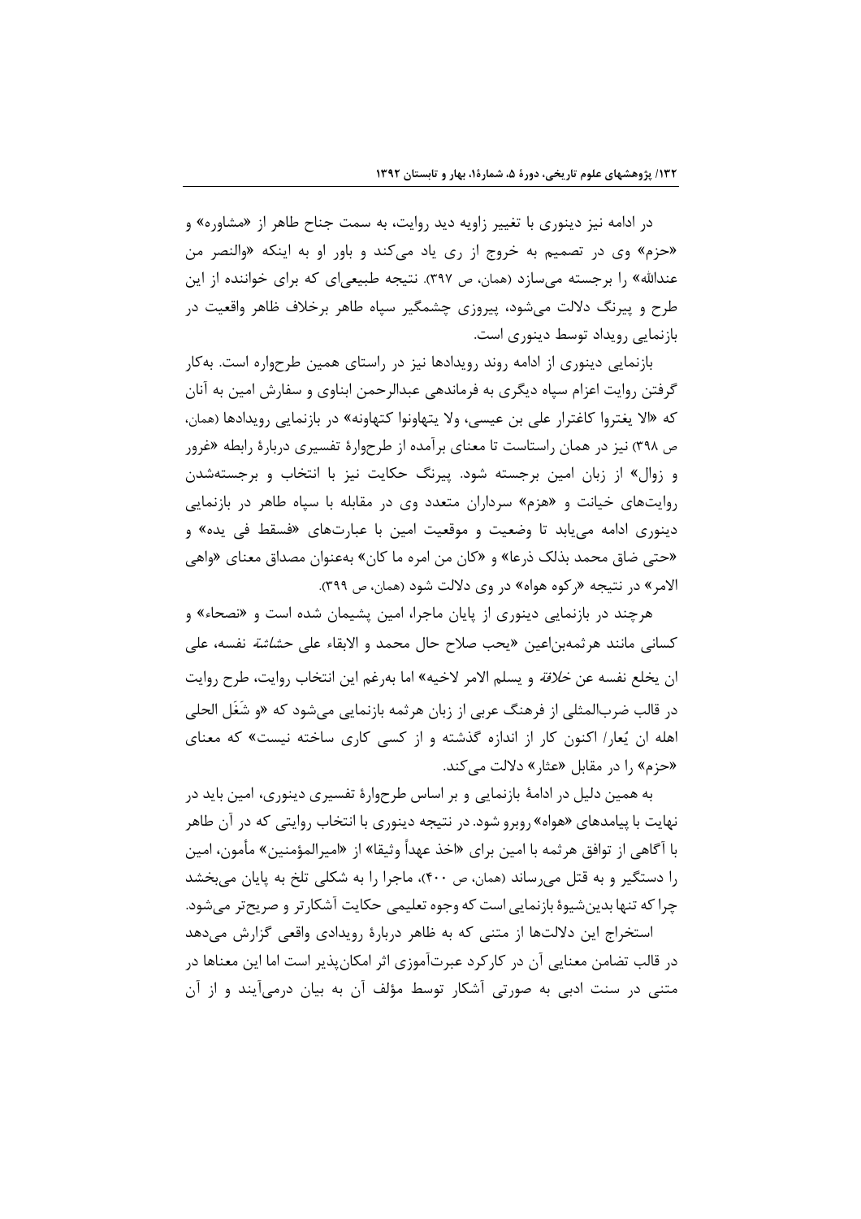در ادامه نیز دینوری با تغییر زاویه دید روایت، به سمت جناح طاهر از «مشاوره» و «حزم» وی در تصمیم به خروج از ری یاد می‌کند و باور او به اینکه «والنصر من عندالله» را برجسته می‌سازد (همان، ص ۳۹۷). نتیجه طبیعی‌ای که برای خواننده از این طرح و پیرنگ دلالت می‌شود، پیروزی چشمگیر سپاه طاهر برخلاف ظاهر واقعیت در بازنمایی رویداد توسط دینوری است.

بازنمایی دینوری از ادامه روند رویدادها نیز در راستای همین طرحواره است. به‌کار گرفتن روایت اعزام سپاه دیگری به فرماندهی عبدالرحمن ابناوی و سفارش امین به آنان که «الا یغتروا کاغترار علی بن عیسی، ولا یتهاونوا کتهاونه» در بازنمایی رویدادها (همان، ص ۳۹۸) نیز در همان راستاست تا معنای برآمده از طرحوارهٔ تفسیری دربارهٔ رابطه «غرور و زوال» از زبان امین برجسته شود. پیرنگ حکایت نیز با انتخاب و برجسته‌شدن روایت‌های خیانت و «هزم» سرداران متعدد وی در مقابله با سپاه طاهر در بازنمایی دینوری ادامه می‌یابد تا وضعیت و موقعیت امین با عبارت‌های «فسقط فی یده» و «حتی ضاق محمد بذلک ذرعا» و «کان من امره ما کان» به‌عنوان مصداق معنای «واهی الامر» در نتیجه «رکوه هواه» در وی دلالت شود (همان، ص ۳۹۹).

هرچند در بازنمایی دینوری از پایان ماجرا، امین پشیمان شده است و «نصحاء» و کسانی مانند هرثمه‌بن‌اعین «یحب صلاح حال محمد و الابقاء علی *حشاشة* نفسه، علی ان یخلع نفسه عن *خلافة* و یسلم الامر لاخیه» اما به‌رغم این انتخاب روایت، طرح روایت در قالب ضرب‌المثلی از فرهنگ عربی از زبان هرثمه بازنمایی می‌شود که «و شَغَل الحلی اهله ان یُعار/ اکنون کار از اندازه گذشته و از کسی کاری ساخته نیست» که معنای «حزم» را در مقابل «عثار» دلالت می‌کند.

به همین دلیل در ادامهٔ بازنمایی و بر اساس طرحوارهٔ تفسیری دینوری، امین باید در نهایت با پیامدهای «هواه» روبرو شود. در نتیجه دینوری با انتخاب روایتی که در آن طاهر با آگاهی از توافق هرثمه با امین برای «اخذ عهداً وثیقا» از «امیرالمؤمنین» مأمون، امین را دستگیر و به قتل می‌رساند (همان، ص ۴۰۰)، ماجرا را به شکلی تلخ به پایان می‌بخشد چرا که تنها بدین‌شیوهٔ بازنمایی است که وجوه تعلیمی حکایت آشکارتر و صریح‌تر می‌شود.

استخراج این دلالت‌ها از متنی که به ظاهر دربارهٔ رویدادی واقعی گزارش می‌دهد در قالب تضامن معنایی آن در کارکرد عبرت‌آموزی اثر امکان‌پذیر است اما این معناها در متنی در سنت ادبی به صورتی آشکار توسط مؤلف آن به بیان درمی‌آیند و از آن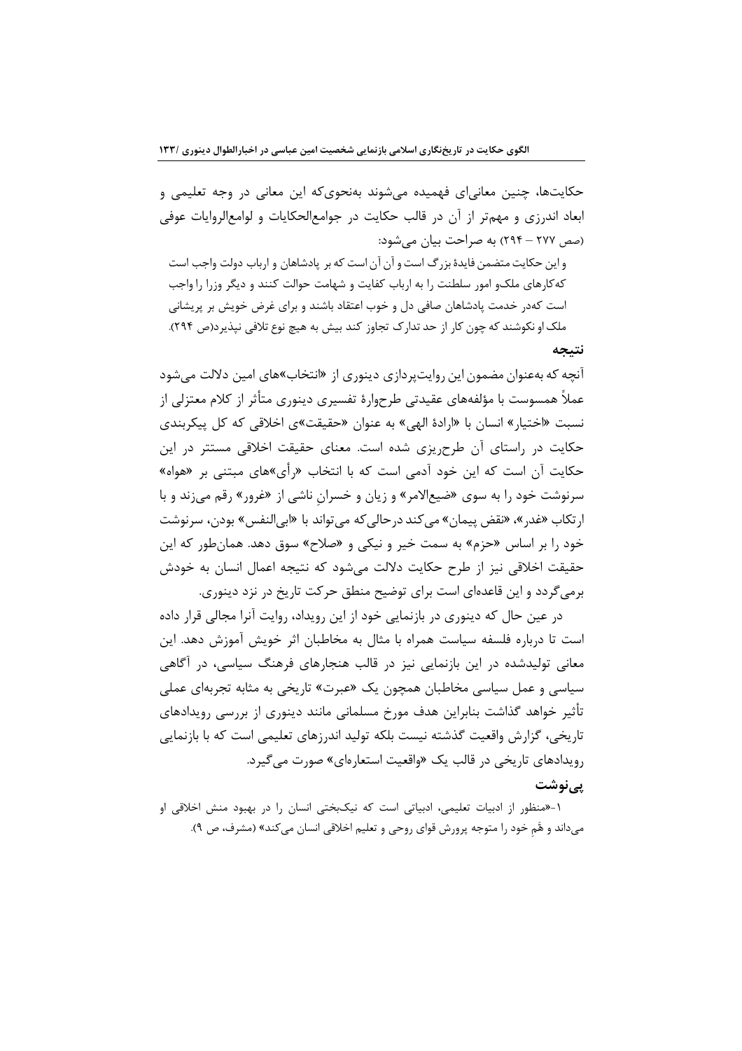حکایت‌ها، چنین معانی‌ای فهمیده می‌شوند به‌نحوی‌که این معانی در وجه تعلیمی و ابعاد اندرزی و مهم‌تر از آن در قالب حکایت در جوامع‌الحکایات و لوامع‌الروایات عوفی (صص ۲۷۷ – ۲۹۴) به صراحت بیان می‌شود:

> و این حکایت متضمن فایدهٔ بزرگ است و آن آن است که بر پادشاهان و ارباب دولت واجب است که‌کارهای ملک‌و امور سلطنت را به ارباب کفایت و شهامت حوالت کنند و دیگر وزرا را واجب است که‌در خدمت پادشاهان صافی دل و خوب اعتقاد باشند و برای غرض خویش بر پریشانی ملک او نکوشند که چون کار از حد تدارک تجاوز کند بیش به هیچ نوع تلافی نپذیرد(ص ۲۹۴).

## نتیجه

آنچه که به‌عنوان مضمون این روایت‌پردازی دینوری از «انتخاب»های امین دلالت می‌شود عملاً همسوست با مؤلفه‌های عقیدتی طرح‌وارهٔ تفسیری دینوری متأثر از کلام معتزلی از نسبت «اختیار» انسان با «ارادهٔ الهی» به عنوان «حقیقت»ی اخلاقی که کل پیکربندی حکایت در راستای آن طرح‌ریزی شده است. معنای حقیقت اخلاقی مستتر در این حکایت آن است که این خود آدمی است که با انتخاب «رأی»های مبتنی بر «هواه» سرنوشت خود را به سوی «ضیع‌الامر» و زیان و خسرانِ ناشی از «غرور» رقم می‌زند و با ارتکاب «غدر»، «نقض پیمان» می‌کند درحالی‌که می‌تواند با «ابی‌النفس» بودن، سرنوشت خود را بر اساس «حزم» به سمت خیر و نیکی و «صلاح» سوق دهد. همان‌طور که این حقیقت اخلاقی نیز از طرح حکایت دلالت می‌شود که نتیجه اعمال انسان به خودش برمی‌گردد و این قاعده‌ای است برای توضیح منطق حرکت تاریخ در نزد دینوری.

در عین حال که دینوری در بازنمایی خود از این رویداد، روایت آنرا مجالی قرار داده است تا درباره فلسفه سیاست همراه با مثال به مخاطبان اثر خویش آموزش دهد. این معانی تولیدشده در این بازنمایی نیز در قالب هنجارهای فرهنگ سیاسی، در آگاهی سیاسی و عمل سیاسی مخاطبان همچون یک «عبرت» تاریخی به مثابه تجربه‌ای عملی تأثیر خواهد گذاشت بنابراین هدف مورخ مسلمانی مانند دینوری از بررسی رویدادهای تاریخی، گزارش واقعیت گذشته نیست بلکه تولید اندرزهای تعلیمی است که با بازنمایی رویدادهای تاریخی در قالب یک «واقعیت استعاره‌ای» صورت می‌گیرد.

## پی‌نوشت

۱-«منظور از ادبیات تعلیمی، ادبیاتی است که نیک‌بختی انسان را در بهبود منش اخلاقی او می‌داند و هَمِ خود را متوجه پرورش قوای روحی و تعلیم اخلاقی انسان می‌کند» (مشرف، ص ۹).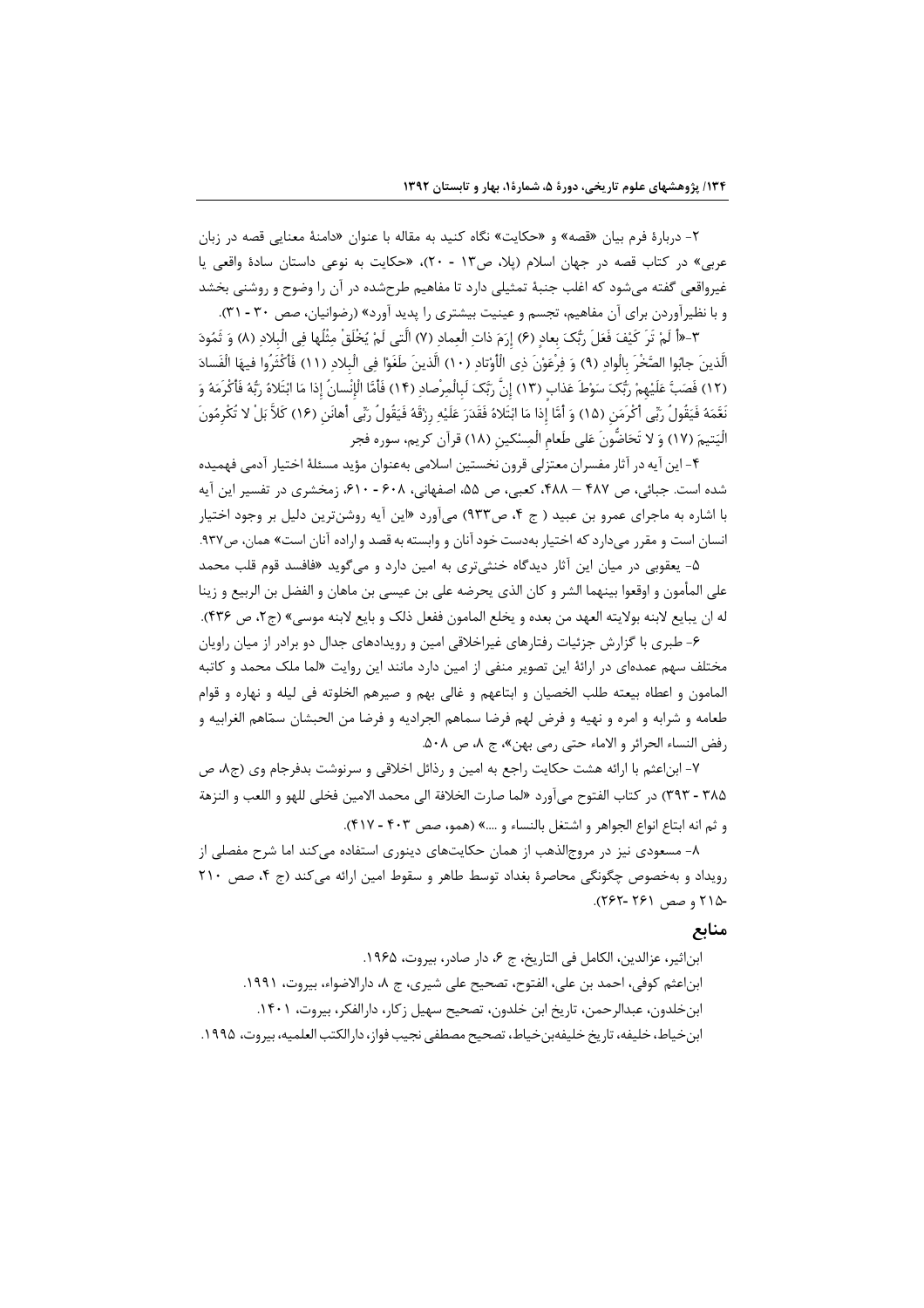۲- دربارهٔ فرم بیان «قصه» و «حکایت» نگاه کنید به مقاله با عنوان «دامنهٔ معنایی قصه در زبان عربی» در کتاب قصه در جهان اسلام (پلا، ص۱۳ - ۲۰)، «حکایت به نوعی داستان سادهٔ واقعی یا غیرواقعی گفته می‌شود که اغلب جنبهٔ تمثیلی دارد تا مفاهیم طرح‌شده در آن را وضوح و روشنی بخشد و با نظیرآوردن برای آن مفاهیم، تجسم و عینیت بیشتری را پدید آورد» (رضوانیان، صص ۳۰ - ۳۱).

۳-«أَ لَمْ تَرَ کَیْفَ فَعَلَ رَبُّکَ بِعادٍ (۶) إِرَمَ ذاتِ الْعِمادِ (۷) الَّتی لَمْ یُخْلَقْ مِثْلُها فِی الْبِلادِ (۸) وَ ثَمُودَ الَّذینَ جابُوا الصَّخْرَ بِالْوادِ (۹) وَ فِرْعَوْنَ ذِی الْأَوْتادِ (۱۰) الَّذینَ طَغَوْا فِی الْبِلادِ (۱۱) فَأَکْثَرُوا فیهَا الْفَسادَ (۱۲) فَصَبَّ عَلَیْهِمْ رَبُّکَ سَوْطَ عَذابٍ (۱۳) إِنَّ رَبَّکَ لَبِالْمِرْصادِ (۱۴) فَأَمَّا الْإِنْسانُ إِذا مَا ابْتَلاهُ رَبُّهُ فَأَکْرَمَهُ وَ نَعَّمَهُ فَیَقُولُ رَبِّی أَکْرَمَنِ (۱۵) وَ أَمَّا إِذا مَا ابْتَلاهُ فَقَدَرَ عَلَیْهِ رِزْقَهُ فَیَقُولُ رَبِّی أَهانَنِ (۱۶) کَلاَّ بَلْ لا تُکْرِمُونَ الْیَتیمَ (۱۷) وَ لا تَحَاضُّونَ عَلی طَعامِ الْمِسْکینِ (۱۸) قرآن کریم، سوره فجر

۴- این آیه در آثار مفسران معتزلی قرون نخستین اسلامی به‌عنوان مؤید مسئلهٔ اختیار آدمی فهمیده شده است. جبائی، ص ۴۸۷ – ۴۸۸، کعبی، ص ۵۵، اصفهانی، ۶۰۸ - ۶۱۰، زمخشری در تفسیر این آیه با اشاره به ماجرای عمرو بن عبید ( ج ۴، ص۹۳۳) می‌آورد «این آیه روشن‌ترین دلیل بر وجود اختیار انسان است و مقرر می‌دارد که اختیار به‌دست خود آنان و وابسته به قصد و اراده آنان است» همان، ص۹۳۷.

۵- یعقوبی در میان این آثار دیدگاه خنثی‌تری به امین دارد و می‌گوید «فافسد قوم قلب محمد علی المأمون و اوقعوا بینهما الشر و کان الذی یحرضه علی بن عیسی بن ماهان و الفضل بن الربیع و زینا له ان یبایع لابنه بولایته العهد من بعده و یخلع المامون ففعل ذلک و بایع لابنه موسی» (ج۲، ص ۴۳۶).

۶- طبری با گزارش جزئیات رفتارهای غیراخلاقی امین و رویدادهای جدال دو برادر از میان راویان مختلف سهم عمده‌ای در ارائهٔ این تصویر منفی از امین دارد مانند این روایت «لما ملک محمد و کاتبه المامون و اعطاه بیعته طلب الخصیان و ابتاعهم و غالی بهم و صیرهم الخلوته فی لیله و نهاره و قوام طعامه و شرابه و امره و نهیه و فرض لهم فرضا سماهم الجرادیه و فرضا من الحبشان سمّاهم الغرابیه و رفض النساء الحرائر و الاماء حتی رمی بهن»، ج ۸، ص ۵۰۸.

۷- ابن‌اعثم با ارائه هشت حکایت راجع به امین و رذائل اخلاقی و سرنوشت بدفرجام وی (ج۸، ص ۳۸۵ - ۳۹۳) در کتاب الفتوح می‌آورد «لما صارت الخلافة الی محمد الامین فخلی للهو و اللعب و النزهة و ثم انه ابتاع انواع الجواهر و اشتغل بالنساء و ....» (همو، صص ۴۰۳ - ۴۱۷).

۸- مسعودی نیز در مروج‌الذهب از همان حکایت‌های دینوری استفاده می‌کند اما شرح مفصلی از رویداد و به‌خصوص چگونگی محاصرهٔ بغداد توسط طاهر و سقوط امین ارائه می‌کند (ج ۴، صص ۲۱۰ -۲۱۵ و صص ۲۶۱ -۲۶۲).

## منابع

ابن‌اثیر، عزالدین، الکامل فی التاریخ، ج ۶، دار صادر، بیروت، ۱۹۶۵.

ابن‌اعثم کوفی، احمد بن علی، الفتوح، تصحیح علی شیری، ج ۸، دارالاضواء، بیروت، ۱۹۹۱.

ابن‌خلدون، عبدالرحمن، تاریخ ابن خلدون، تصحیح سهیل زکار، دارالفکر، بیروت، ۱۴۰۱.

ابن‌خیاط، خلیفه، تاریخ خلیفه‌بن‌خیاط، تصحیح مصطفی نجیب فواز، دارالکتب العلمیه، بیروت، ۱۹۹۵.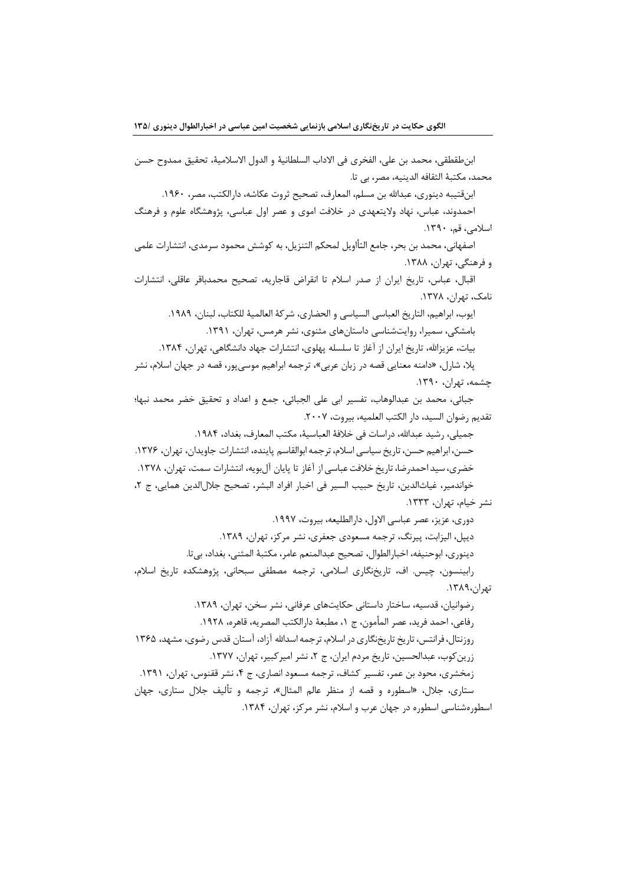ابن‌طقطقی، محمد بن علی، الفخری فی الاداب السلطانیهٔ و الدول الاسلامیهٔ، تحقیق ممدوح حسن محمد، مکتبهٔ الثقافه الدینیه، مصر، بی تا.

ابن‌قتیبه دینوری، عبدالله بن مسلم، المعارف، تصحیح ثروت عکاشه، دارالکتب، مصر، ۱۹۶۰.

احمدوند، عباس، نهاد ولایتعهدی در خلافت اموی و عصر اول عباسی، پژوهشگاه علوم و فرهنگ اسلامی، قم، ۱۳۹۰.

اصفهانی، محمد بن بحر، جامع التأویل لمحکم التنزیل، به کوشش محمود سرمدی، انتشارات علمی و فرهنگی، تهران، ۱۳۸۸.

اقبال، عباس، تاریخ ایران از صدر اسلام تا انقراض قاجاریه، تصحیح محمدباقر عاقلی، انتشارات نامک، تهران، ۱۳۷۸.

ایوب، ابراهیم، التاریخ العباسی السیاسی و الحضاری، شرکهٔ العالمیهٔ للکتاب، لبنان، ۱۹۸۹.

بامشکی، سمیرا، روایت‌شناسی داستان‌های مثنوی، نشر هرمس، تهران، ۱۳۹۱.

بیات، عزیزالله، تاریخ ایران از آغاز تا سلسله پهلوی، انتشارات جهاد دانشگاهی، تهران، ۱۳۸۴.

پلا، شارل، «دامنه معنایی قصه در زبان عربی»، ترجمه ابراهیم موسی‌پور، قصه در جهان اسلام، نشر چشمه، تهران، ۱۳۹۰.

جبائی، محمد بن عبدالوهاب، تفسیر ابی علی الجبائی، جمع و اعداد و تحقیق خضر محمد نبها؛ تقدیم رضوان السید، دار الکتب العلمیه، بیروت، ۲۰۰۷.

جمیلی، رشید عبدالله، دراسات فی خلافهٔ العباسیهٔ، مکتب المعارف، بغداد، ۱۹۸۴.

حسن، ابراهیم حسن، تاریخ سیاسی اسلام، ترجمه ابوالقاسم پاینده، انتشارات جاویدان، تهران، ۱۳۷۶.

خضری، سیداحمدرضا، تاریخ خلافت عباسی از آغاز تا پایان آل‌بویه، انتشارات سمت، تهران، ۱۳۷۸.

خواندمیر، غیاث‌الدین، تاریخ حبیب السیر فی اخبار افراد البشر، تصحیح جلال‌الدین همایی، ج ۲، نشر خیام، تهران، ۱۳۳۳.

دوری، عزیز، عصر عباسی الاول، دارالطلیعه، بیروت، ۱۹۹۷.

دیپل، الیزابت، پیرنگ، ترجمه مسعودی جعفری، نشر مرکز، تهران، ۱۳۸۹.

دینوری، ابوحنیفه، اخبارالطوال، تصحیح عبدالمنعم عامر، مکتبهٔ المثنی، بغداد، بی‌تا.

رابینسون، چیس. اف، تاریخ‌نگاری اسلامی، ترجمه مصطفی سبحانی، پژوهشکده تاریخ اسلام، تهران،۱۳۸۹.

رضوانیان، قدسیه، ساختار داستانی حکایت‌های عرفانی، نشر سخن، تهران، ۱۳۸۹.

رفاعی، احمد فرید، عصر المأمون، ج ۱، مطبعهٔ دارالکتب المصریه، قاهره، ۱۹۲۸.

روزنتال، فرانتس، تاریخ تاریخ‌نگاری در اسلام، ترجمه اسدالله آزاد، آستان قدس رضوی، مشهد، ۱۳۶۵

زرین‌کوب، عبدالحسین، تاریخ مردم ایران، ج ۲، نشر امیرکبیر، تهران، ۱۳۷۷.

زمخشری، محود بن عمر، تفسیر کشاف، ترجمه مسعود انصاری، ج ۴، نشر ققنوس، تهران، ۱۳۹۱.

ستاری، جلال، «اسطوره و قصه از منظر عالم المثال»، ترجمه و تألیف جلال ستاری، جهان اسطوره‌شناسی اسطوره در جهان عرب و اسلام، نشر مرکز، تهران، ۱۳۸۴.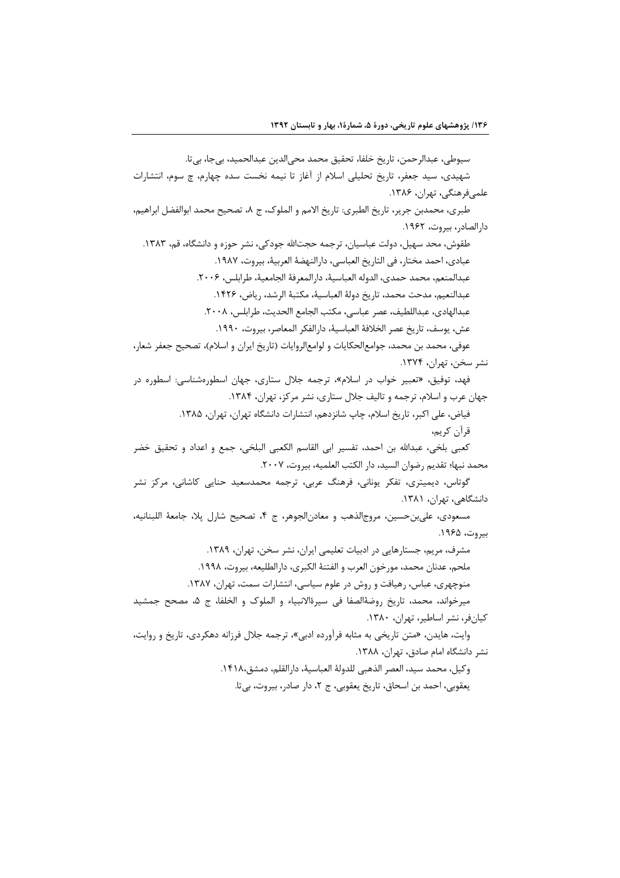سیوطی، عبدالرحمن، تاریخ خلفا، تحقیق محمد محی‌الدین عبدالحمید، بی‌جا، بی‌تا.

شهیدی، سید جعفر، تاریخ تحلیلی اسلام از آغاز تا نیمه نخست سده چهارم، چ سوم، انتشارات علمی‌فرهنگی، تهران، ۱۳۸۶.

طبری، محمدبن جریر، تاریخ الطبری: تاریخ الامم و الملوک، ج ۸، تصحیح محمد ابوالفضل ابراهیم، دارالصادر، بیروت، ۱۹۶۲.

طقوش، محد سهیل، دولت عباسیان، ترجمه حجت‌الله جودکی، نشر حوزه و دانشگاه، قم، ۱۳۸۳.

عبادی، احمد مختار، فی التاریخ العباسی، دارالنهضهٔ العربیهٔ، بیروت، ۱۹۸۷.

عبدالمنعم، محمد حمدی، الدوله العباسیهٔ، دارالمعرفهٔ الجامعیهٔ، طرابلس، ۲۰۰۶.

عبدالنعیم، مدحت محمد، تاریخ دولهٔ العباسیهٔ، مکتبهٔ الرشد، ریاض، ۱۴۲۶.

عبدالهادی، عبداللطیف، عصر عباسی، مکتب الجامع االحدیث، طرابلس، ۲۰۰۸.

عش، یوسف، تاریخ عصر الخلافهٔ العباسیهٔ، دارالفکر المعاصر، بیروت، ۱۹۹۰.

عوفی، محمد بن محمد، جوامع‌الحکایات و لوامع‌الروایات (تاریخ ایران و اسلام)، تصحیح جعفر شعار، نشر سخن، تهران، ۱۳۷۴.

فهد، توفیق، «تعبیر خواب در اسلام»، ترجمه جلال ستاری، جهان اسطوره‌شناسی: اسطوره در جهان عرب و اسلام، ترجمه و تالیف جلال ستاری، نشر مرکز، تهران، ۱۳۸۴.

فیاض، علی اکبر، تاریخ اسلام، چاپ شانزدهم، انتشارات دانشگاه تهران، تهران، ۱۳۸۵.

قرآن کریم،

کعبی بلخی، عبدالله بن احمد، تفسیر ابی القاسم الکعبی البلخی، جمع و اعداد و تحقیق خضر محمد نبها؛ تقدیم رضوان السید، دار الکتب العلمیه، بیروت، ۲۰۰۷.

گوتاس، دیمیتری، تفکر یونانی، فرهنگ عربی، ترجمه محمدسعید حنایی کاشانی، مرکز نشر دانشگاهی، تهران، ۱۳۸۱.

مسعودی، علی‌بن‌حسین، مروج‌الذهب و معادن‌الجوهر، ج ۴، تصحیح شارل پلا، جامعهٔ اللبنانیه، بیروت، ۱۹۶۵.

مشرف، مریم، جستارهایی در ادبیات تعلیمی ایران، نشر سخن، تهران، ۱۳۸۹.

ملحم، عدنان محمد، مورخون العرب و الفتنهٔ الکبری، دارالطلیعه، بیروت، ۱۹۹۸.

منوچهری، عباس، رهیافت و روش در علوم سیاسی، انتشارات سمت، تهران، ۱۳۸۷.

میرخواند، محمد، تاریخ روضهٔالصفا فی سیرهٔالانبیاء و الملوک و الخلفا، ج ۵، مصحح جمشید کیان‌فر، نشر اساطیر، تهران، ۱۳۸۰.

وایت، هایدن، «متن تاریخی به مثابه فرآورده ادبی»، ترجمه جلال فرزانه دهکردی، تاریخ و روایت، نشر دانشگاه امام صادق، تهران، ۱۳۸۸.

وکیل، محمد سید، العصر الذهبی للدولهٔ العباسیهٔ، دارالقلم، دمشق،۱۴۱۸.

یعقوبی، احمد بن اسحاق، تاریخ یعقوبی، ج ۲، دار صادر، بیروت، بی‌تا.